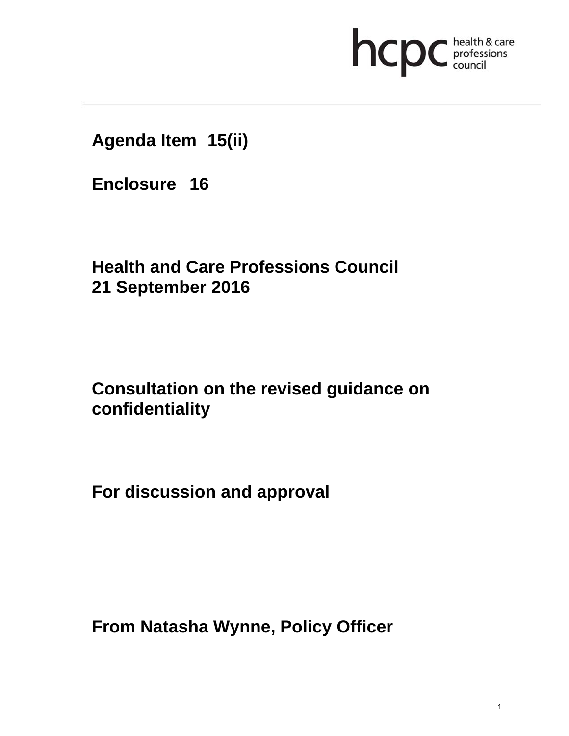hcpc health & care professions council

**Agenda Item 15(ii)**

**Enclosure 16**

**Health and Care Professions Council**
**21 September 2016**

**Consultation on the revised guidance on confidentiality**

**For discussion and approval**

**From Natasha Wynne, Policy Officer**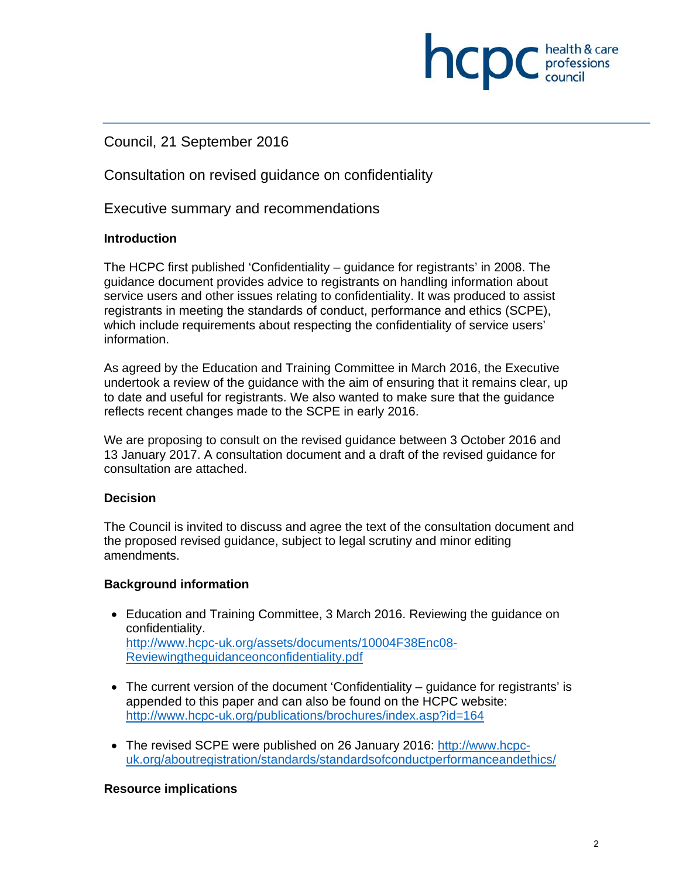Council, 21 September 2016

Consultation on revised guidance on confidentiality

Executive summary and recommendations

### Introduction

The HCPC first published 'Confidentiality – guidance for registrants' in 2008. The guidance document provides advice to registrants on handling information about service users and other issues relating to confidentiality. It was produced to assist registrants in meeting the standards of conduct, performance and ethics (SCPE), which include requirements about respecting the confidentiality of service users' information.

As agreed by the Education and Training Committee in March 2016, the Executive undertook a review of the guidance with the aim of ensuring that it remains clear, up to date and useful for registrants. We also wanted to make sure that the guidance reflects recent changes made to the SCPE in early 2016.

We are proposing to consult on the revised guidance between 3 October 2016 and 13 January 2017. A consultation document and a draft of the revised guidance for consultation are attached.

### Decision

The Council is invited to discuss and agree the text of the consultation document and the proposed revised guidance, subject to legal scrutiny and minor editing amendments.

### Background information

- Education and Training Committee, 3 March 2016. Reviewing the guidance on confidentiality.
  http://www.hcpc-uk.org/assets/documents/10004F38Enc08-Reviewingtheguidanceonconfidentiality.pdf

- The current version of the document 'Confidentiality – guidance for registrants' is appended to this paper and can also be found on the HCPC website: http://www.hcpc-uk.org/publications/brochures/index.asp?id=164

- The revised SCPE were published on 26 January 2016: http://www.hcpc-uk.org/aboutregistration/standards/standardsofconductperformanceandethics/

### Resource implications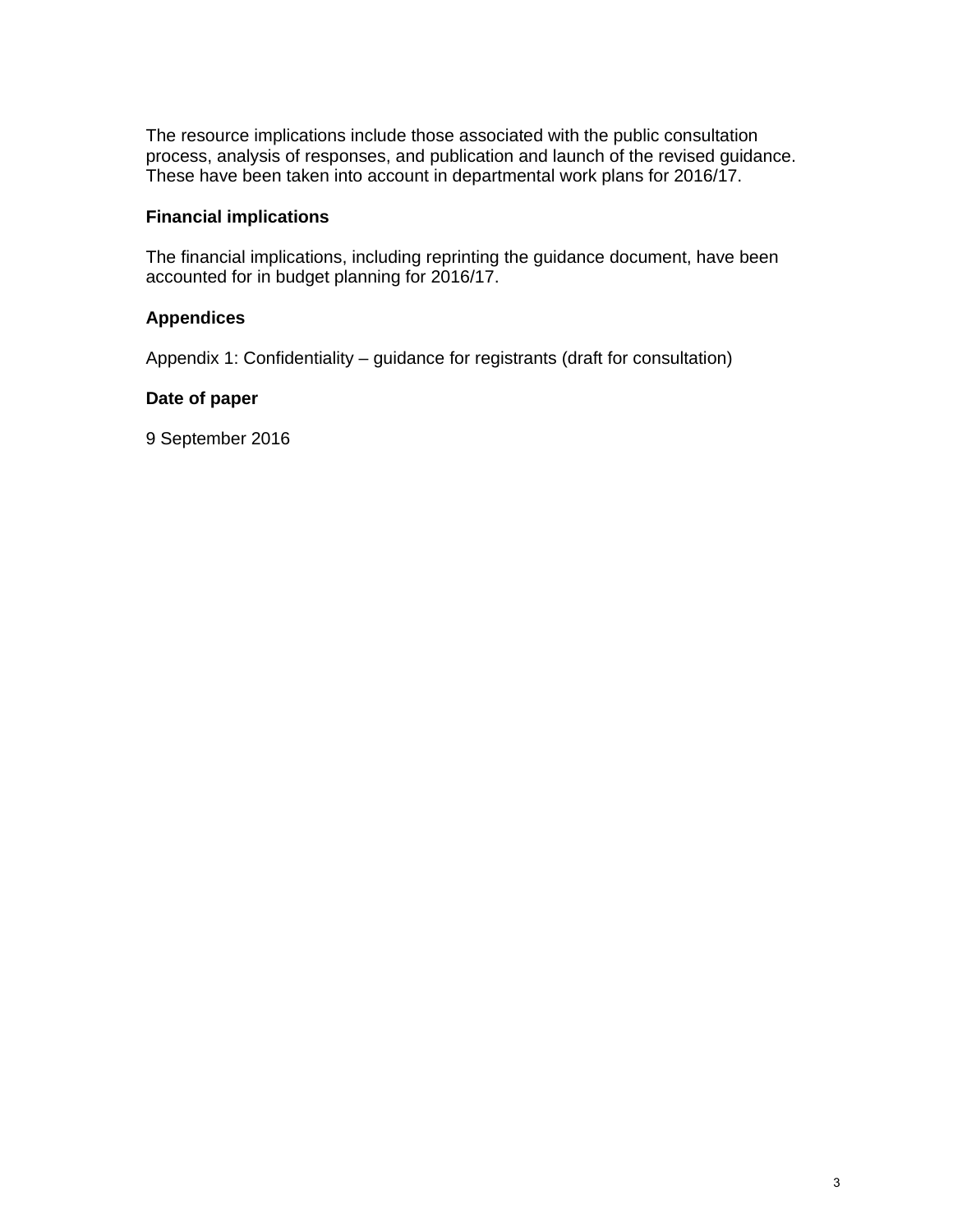The resource implications include those associated with the public consultation process, analysis of responses, and publication and launch of the revised guidance. These have been taken into account in departmental work plans for 2016/17.

**Financial implications**

The financial implications, including reprinting the guidance document, have been accounted for in budget planning for 2016/17.

**Appendices**

Appendix 1: Confidentiality – guidance for registrants (draft for consultation)

**Date of paper**

9 September 2016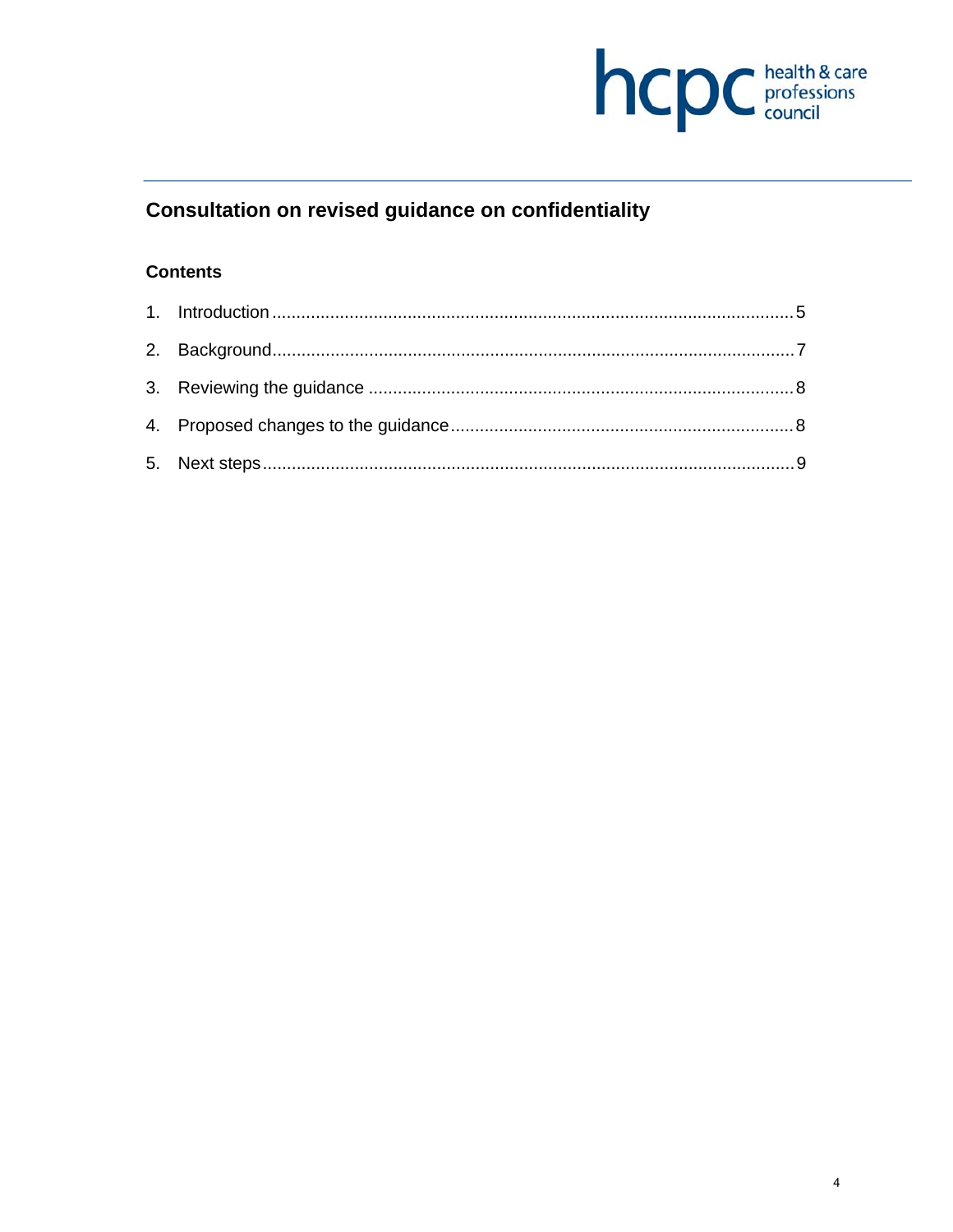# Consultation on revised guidance on confidentiality

## Contents

1. Introduction .......... 5
2. Background .......... 7
3. Reviewing the guidance .......... 8
4. Proposed changes to the guidance .......... 8
5. Next steps .......... 9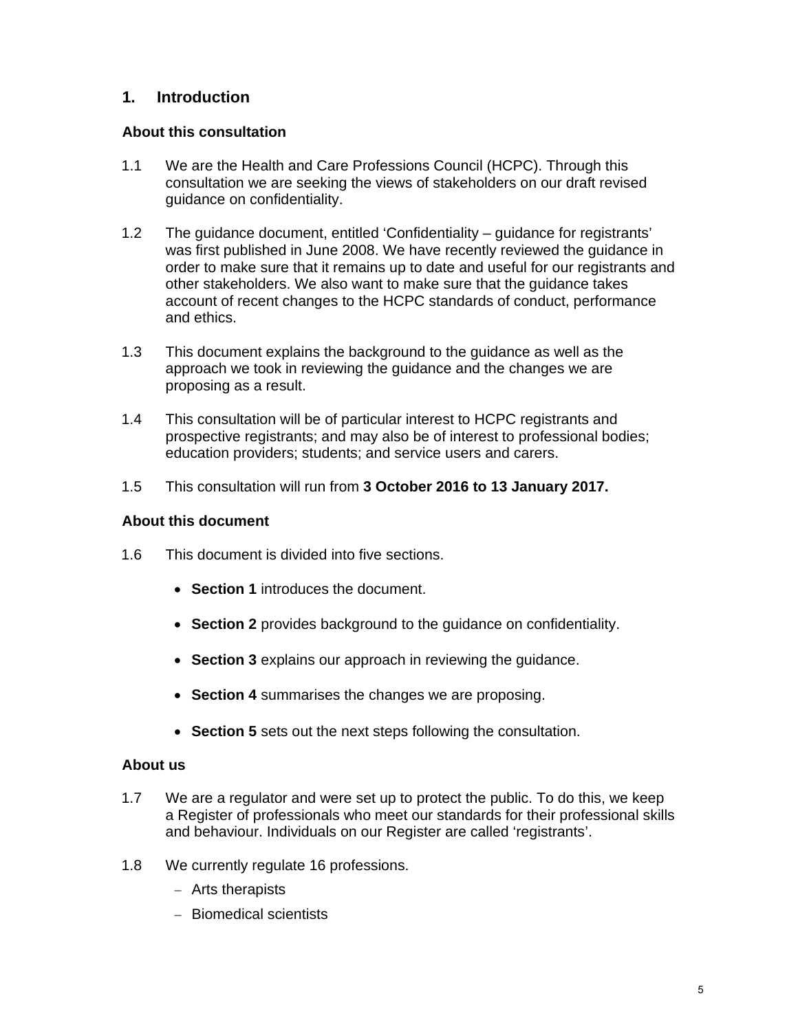## 1. Introduction

### About this consultation

1.1 We are the Health and Care Professions Council (HCPC). Through this consultation we are seeking the views of stakeholders on our draft revised guidance on confidentiality.

1.2 The guidance document, entitled 'Confidentiality – guidance for registrants' was first published in June 2008. We have recently reviewed the guidance in order to make sure that it remains up to date and useful for our registrants and other stakeholders. We also want to make sure that the guidance takes account of recent changes to the HCPC standards of conduct, performance and ethics.

1.3 This document explains the background to the guidance as well as the approach we took in reviewing the guidance and the changes we are proposing as a result.

1.4 This consultation will be of particular interest to HCPC registrants and prospective registrants; and may also be of interest to professional bodies; education providers; students; and service users and carers.

1.5 This consultation will run from **3 October 2016 to 13 January 2017.**

### About this document

1.6 This document is divided into five sections.

- **Section 1** introduces the document.
- **Section 2** provides background to the guidance on confidentiality.
- **Section 3** explains our approach in reviewing the guidance.
- **Section 4** summarises the changes we are proposing.
- **Section 5** sets out the next steps following the consultation.

### About us

1.7 We are a regulator and were set up to protect the public. To do this, we keep a Register of professionals who meet our standards for their professional skills and behaviour. Individuals on our Register are called 'registrants'.

1.8 We currently regulate 16 professions.

- Arts therapists
- Biomedical scientists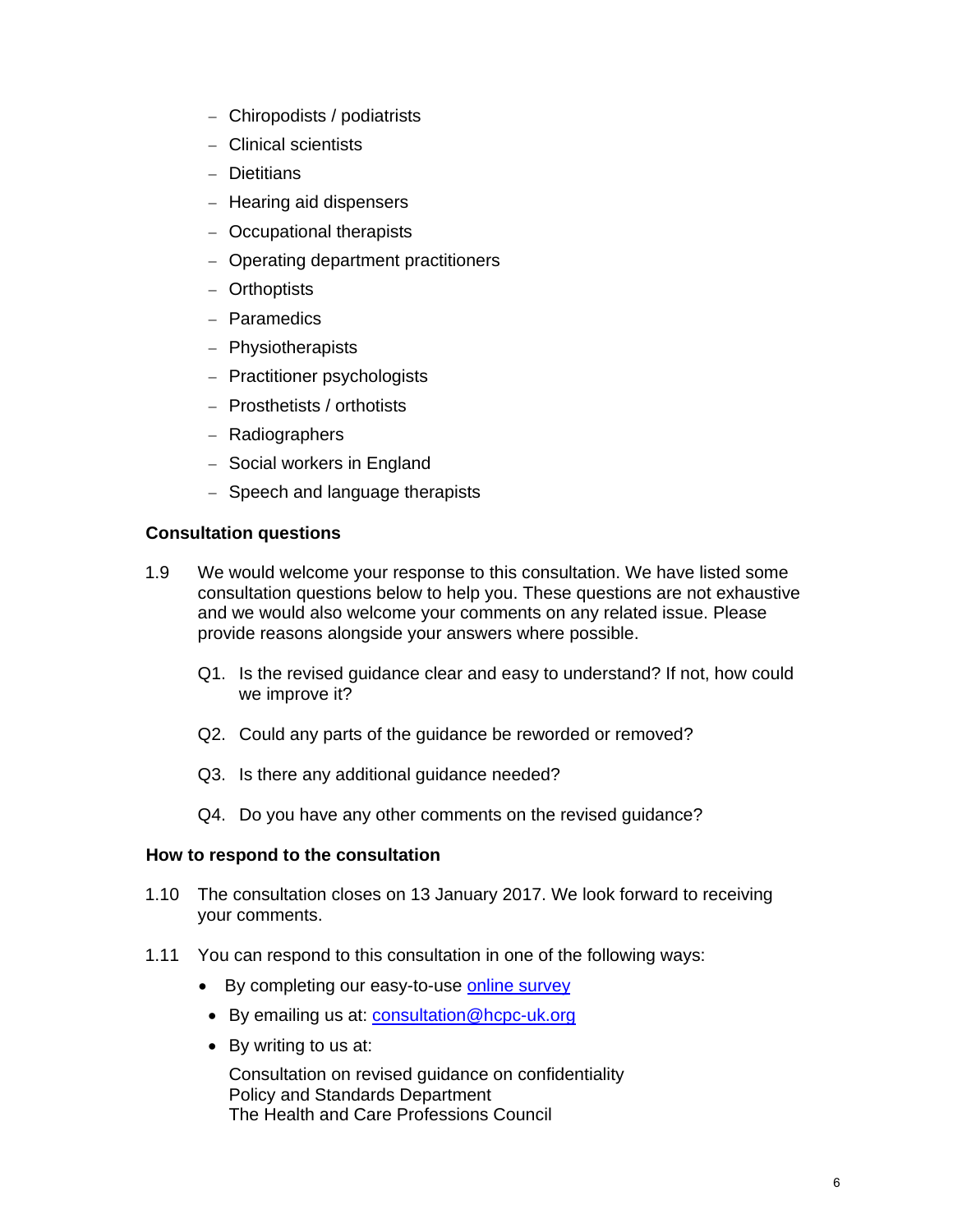- Chiropodists / podiatrists
- Clinical scientists
- Dietitians
- Hearing aid dispensers
- Occupational therapists
- Operating department practitioners
- Orthoptists
- Paramedics
- Physiotherapists
- Practitioner psychologists
- Prosthetists / orthotists
- Radiographers
- Social workers in England
- Speech and language therapists

**Consultation questions**

1.9 We would welcome your response to this consultation. We have listed some consultation questions below to help you. These questions are not exhaustive and we would also welcome your comments on any related issue. Please provide reasons alongside your answers where possible.

Q1. Is the revised guidance clear and easy to understand? If not, how could we improve it?

Q2. Could any parts of the guidance be reworded or removed?

Q3. Is there any additional guidance needed?

Q4. Do you have any other comments on the revised guidance?

**How to respond to the consultation**

1.10 The consultation closes on 13 January 2017. We look forward to receiving your comments.

1.11 You can respond to this consultation in one of the following ways:

- By completing our easy-to-use online survey
- By emailing us at: consultation@hcpc-uk.org
- By writing to us at:

  Consultation on revised guidance on confidentiality
  Policy and Standards Department
  The Health and Care Professions Council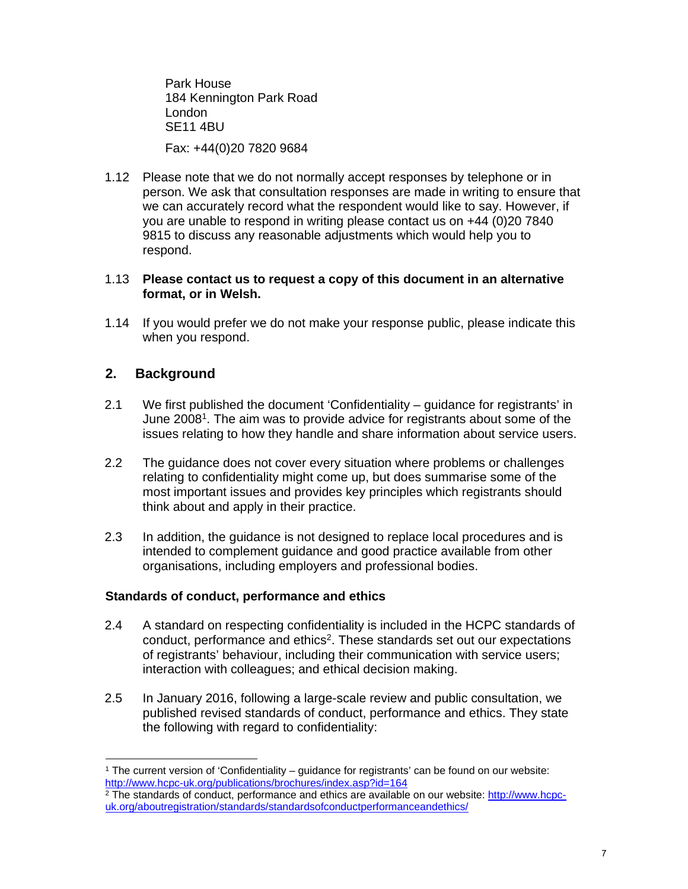Park House
184 Kennington Park Road
London
SE11 4BU

Fax: +44(0)20 7820 9684

1.12 Please note that we do not normally accept responses by telephone or in person. We ask that consultation responses are made in writing to ensure that we can accurately record what the respondent would like to say. However, if you are unable to respond in writing please contact us on +44 (0)20 7840 9815 to discuss any reasonable adjustments which would help you to respond.

1.13 **Please contact us to request a copy of this document in an alternative format, or in Welsh.**

1.14 If you would prefer we do not make your response public, please indicate this when you respond.

## 2. Background

2.1 We first published the document 'Confidentiality – guidance for registrants' in June 2008[1]. The aim was to provide advice for registrants about some of the issues relating to how they handle and share information about service users.

2.2 The guidance does not cover every situation where problems or challenges relating to confidentiality might come up, but does summarise some of the most important issues and provides key principles which registrants should think about and apply in their practice.

2.3 In addition, the guidance is not designed to replace local procedures and is intended to complement guidance and good practice available from other organisations, including employers and professional bodies.

### Standards of conduct, performance and ethics

2.4 A standard on respecting confidentiality is included in the HCPC standards of conduct, performance and ethics[2]. These standards set out our expectations of registrants' behaviour, including their communication with service users; interaction with colleagues; and ethical decision making.

2.5 In January 2016, following a large-scale review and public consultation, we published revised standards of conduct, performance and ethics. They state the following with regard to confidentiality:

---

[1] The current version of 'Confidentiality – guidance for registrants' can be found on our website: http://www.hcpc-uk.org/publications/brochures/index.asp?id=164

[2] The standards of conduct, performance and ethics are available on our website: http://www.hcpc-uk.org/aboutregistration/standards/standardsofconductperformanceandethics/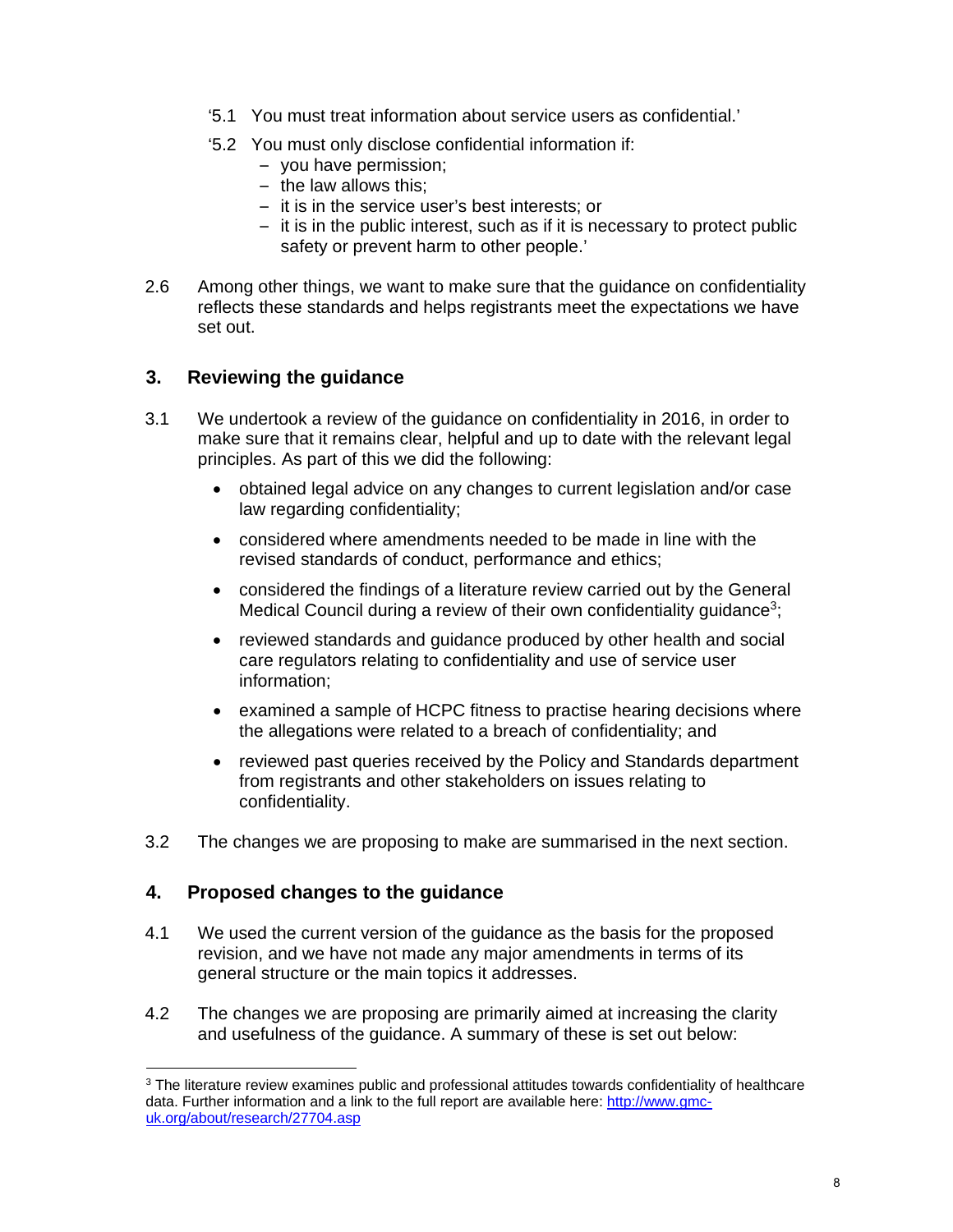'5.1 You must treat information about service users as confidential.'

'5.2 You must only disclose confidential information if:
- you have permission;
- the law allows this;
- it is in the service user's best interests; or
- it is in the public interest, such as if it is necessary to protect public safety or prevent harm to other people.'

2.6 Among other things, we want to make sure that the guidance on confidentiality reflects these standards and helps registrants meet the expectations we have set out.

## 3. Reviewing the guidance

3.1 We undertook a review of the guidance on confidentiality in 2016, in order to make sure that it remains clear, helpful and up to date with the relevant legal principles. As part of this we did the following:

- obtained legal advice on any changes to current legislation and/or case law regarding confidentiality;
- considered where amendments needed to be made in line with the revised standards of conduct, performance and ethics;
- considered the findings of a literature review carried out by the General Medical Council during a review of their own confidentiality guidance[3];
- reviewed standards and guidance produced by other health and social care regulators relating to confidentiality and use of service user information;
- examined a sample of HCPC fitness to practise hearing decisions where the allegations were related to a breach of confidentiality; and
- reviewed past queries received by the Policy and Standards department from registrants and other stakeholders on issues relating to confidentiality.

3.2 The changes we are proposing to make are summarised in the next section.

## 4. Proposed changes to the guidance

4.1 We used the current version of the guidance as the basis for the proposed revision, and we have not made any major amendments in terms of its general structure or the main topics it addresses.

4.2 The changes we are proposing are primarily aimed at increasing the clarity and usefulness of the guidance. A summary of these is set out below:

---

[3] The literature review examines public and professional attitudes towards confidentiality of healthcare data. Further information and a link to the full report are available here: http://www.gmc-uk.org/about/research/27704.asp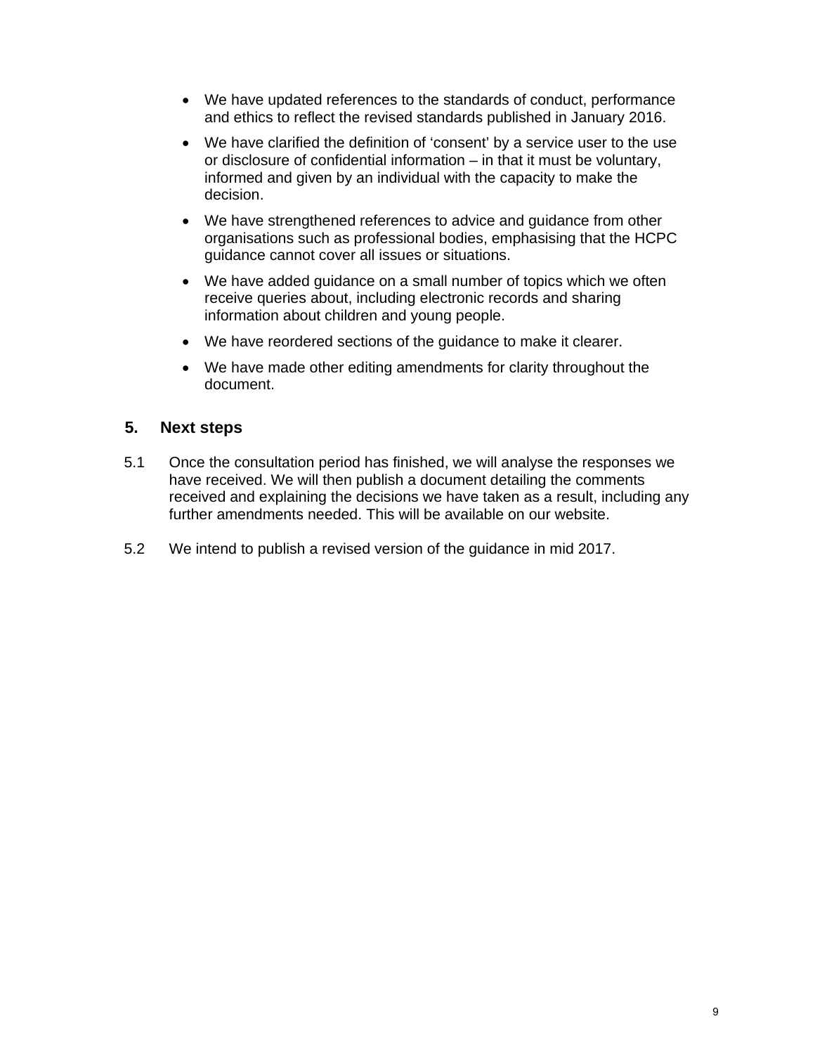- We have updated references to the standards of conduct, performance and ethics to reflect the revised standards published in January 2016.
- We have clarified the definition of 'consent' by a service user to the use or disclosure of confidential information – in that it must be voluntary, informed and given by an individual with the capacity to make the decision.
- We have strengthened references to advice and guidance from other organisations such as professional bodies, emphasising that the HCPC guidance cannot cover all issues or situations.
- We have added guidance on a small number of topics which we often receive queries about, including electronic records and sharing information about children and young people.
- We have reordered sections of the guidance to make it clearer.
- We have made other editing amendments for clarity throughout the document.

## 5. Next steps

5.1 Once the consultation period has finished, we will analyse the responses we have received. We will then publish a document detailing the comments received and explaining the decisions we have taken as a result, including any further amendments needed. This will be available on our website.

5.2 We intend to publish a revised version of the guidance in mid 2017.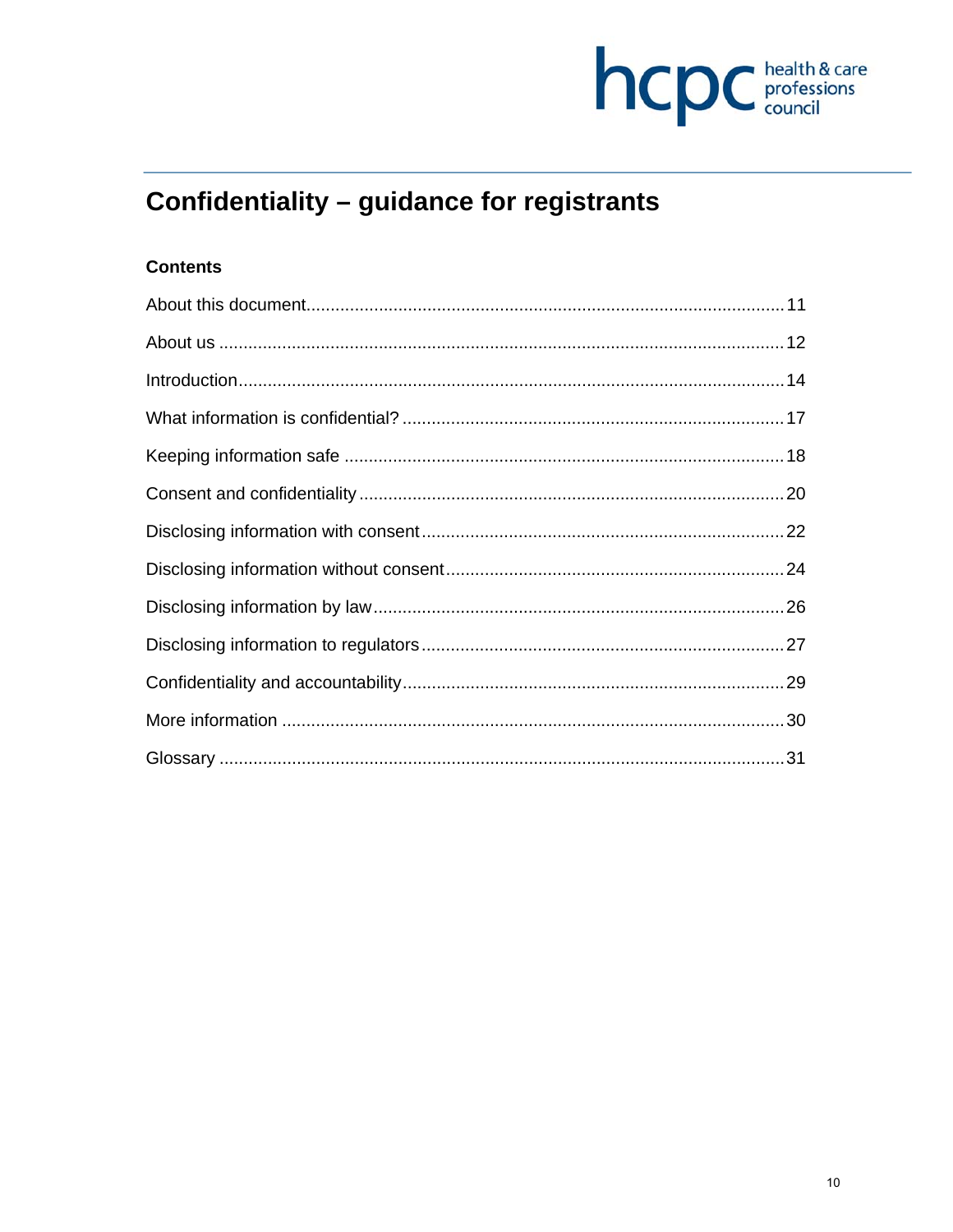# Confidentiality – guidance for registrants

## Contents

About this document ........................................ 11

About us ........................................ 12

Introduction ........................................ 14

What information is confidential? ........................................ 17

Keeping information safe ........................................ 18

Consent and confidentiality ........................................ 20

Disclosing information with consent ........................................ 22

Disclosing information without consent ........................................ 24

Disclosing information by law ........................................ 26

Disclosing information to regulators ........................................ 27

Confidentiality and accountability ........................................ 29

More information ........................................ 30

Glossary ........................................ 31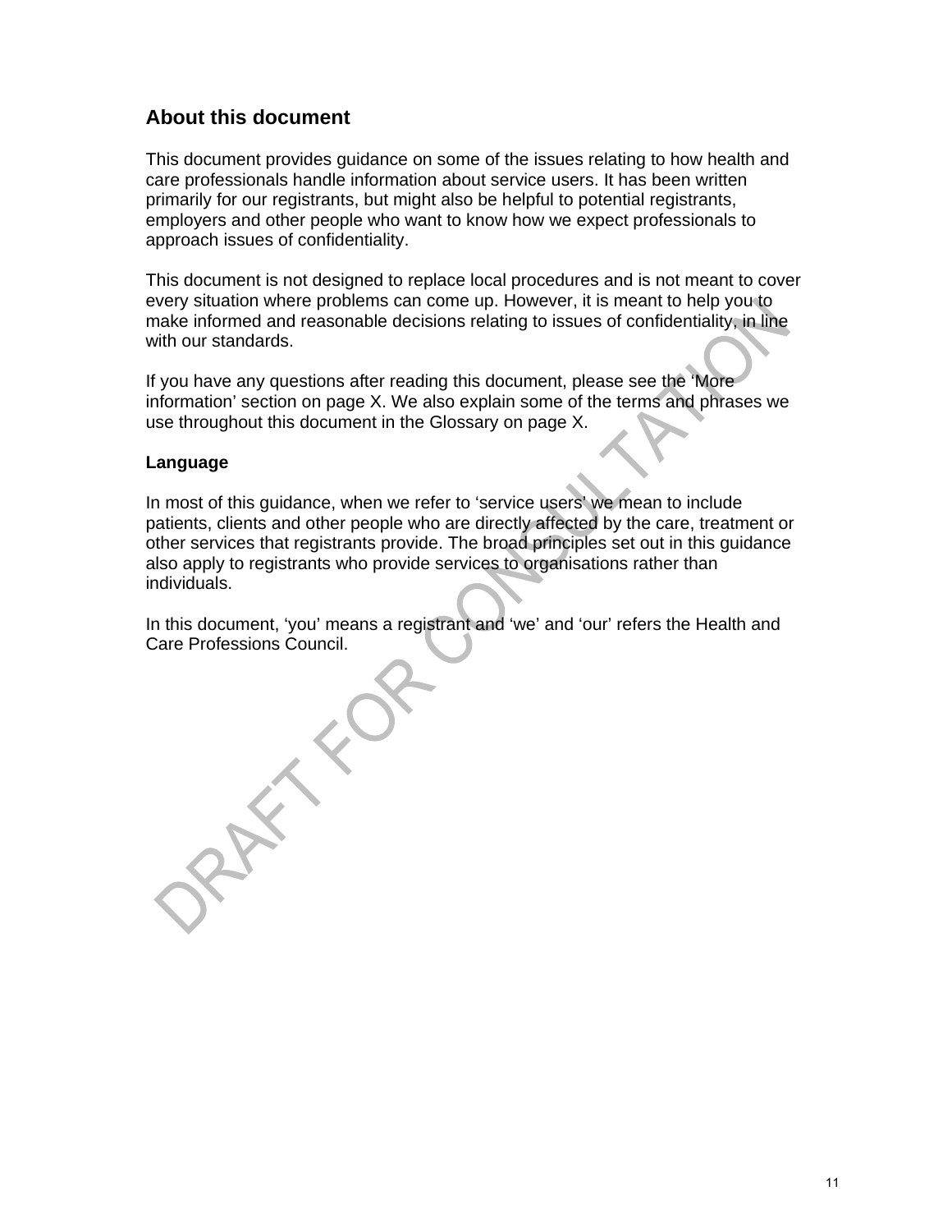## About this document

This document provides guidance on some of the issues relating to how health and care professionals handle information about service users. It has been written primarily for our registrants, but might also be helpful to potential registrants, employers and other people who want to know how we expect professionals to approach issues of confidentiality.

This document is not designed to replace local procedures and is not meant to cover every situation where problems can come up. However, it is meant to help you to make informed and reasonable decisions relating to issues of confidentiality, in line with our standards.

If you have any questions after reading this document, please see the 'More information' section on page X. We also explain some of the terms and phrases we use throughout this document in the Glossary on page X.

### Language

In most of this guidance, when we refer to 'service users' we mean to include patients, clients and other people who are directly affected by the care, treatment or other services that registrants provide. The broad principles set out in this guidance also apply to registrants who provide services to organisations rather than individuals.

In this document, 'you' means a registrant and 'we' and 'our' refers the Health and Care Professions Council.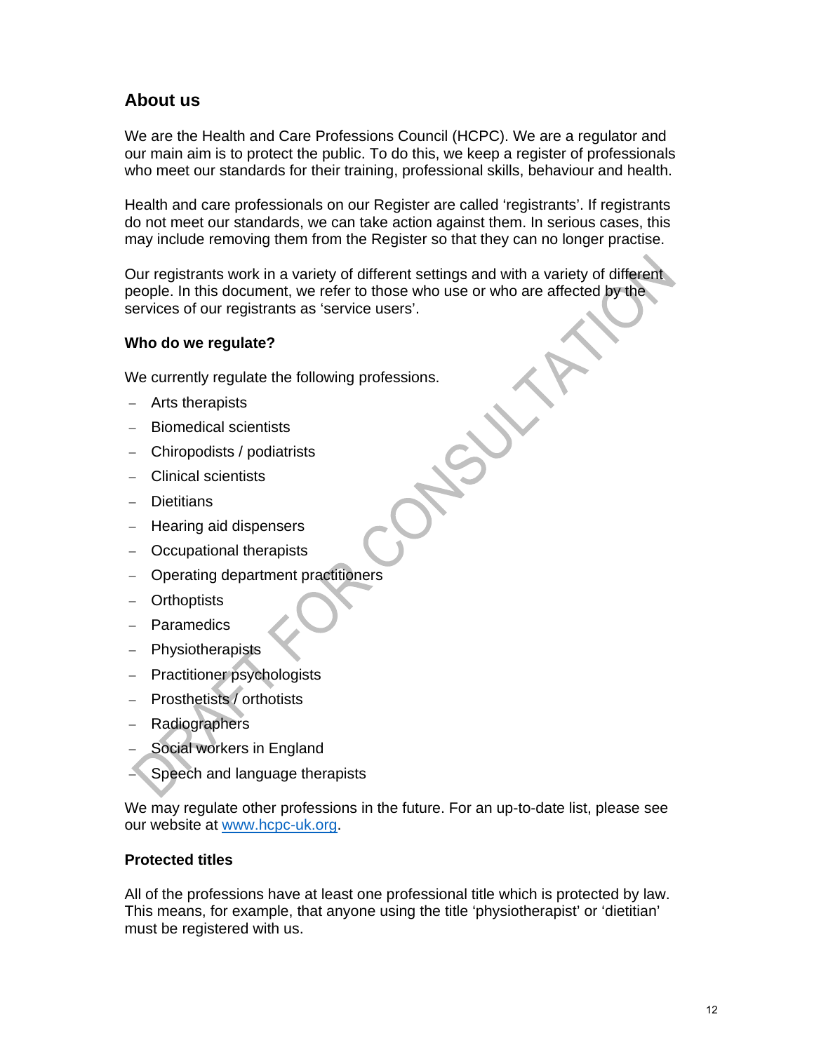## About us

We are the Health and Care Professions Council (HCPC). We are a regulator and our main aim is to protect the public. To do this, we keep a register of professionals who meet our standards for their training, professional skills, behaviour and health.

Health and care professionals on our Register are called 'registrants'. If registrants do not meet our standards, we can take action against them. In serious cases, this may include removing them from the Register so that they can no longer practise.

Our registrants work in a variety of different settings and with a variety of different people. In this document, we refer to those who use or who are affected by the services of our registrants as 'service users'.

### Who do we regulate?

We currently regulate the following professions.

- Arts therapists
- Biomedical scientists
- Chiropodists / podiatrists
- Clinical scientists
- Dietitians
- Hearing aid dispensers
- Occupational therapists
- Operating department practitioners
- Orthoptists
- Paramedics
- Physiotherapists
- Practitioner psychologists
- Prosthetists / orthotists
- Radiographers
- Social workers in England
- Speech and language therapists

We may regulate other professions in the future. For an up-to-date list, please see our website at www.hcpc-uk.org.

### Protected titles

All of the professions have at least one professional title which is protected by law. This means, for example, that anyone using the title 'physiotherapist' or 'dietitian' must be registered with us.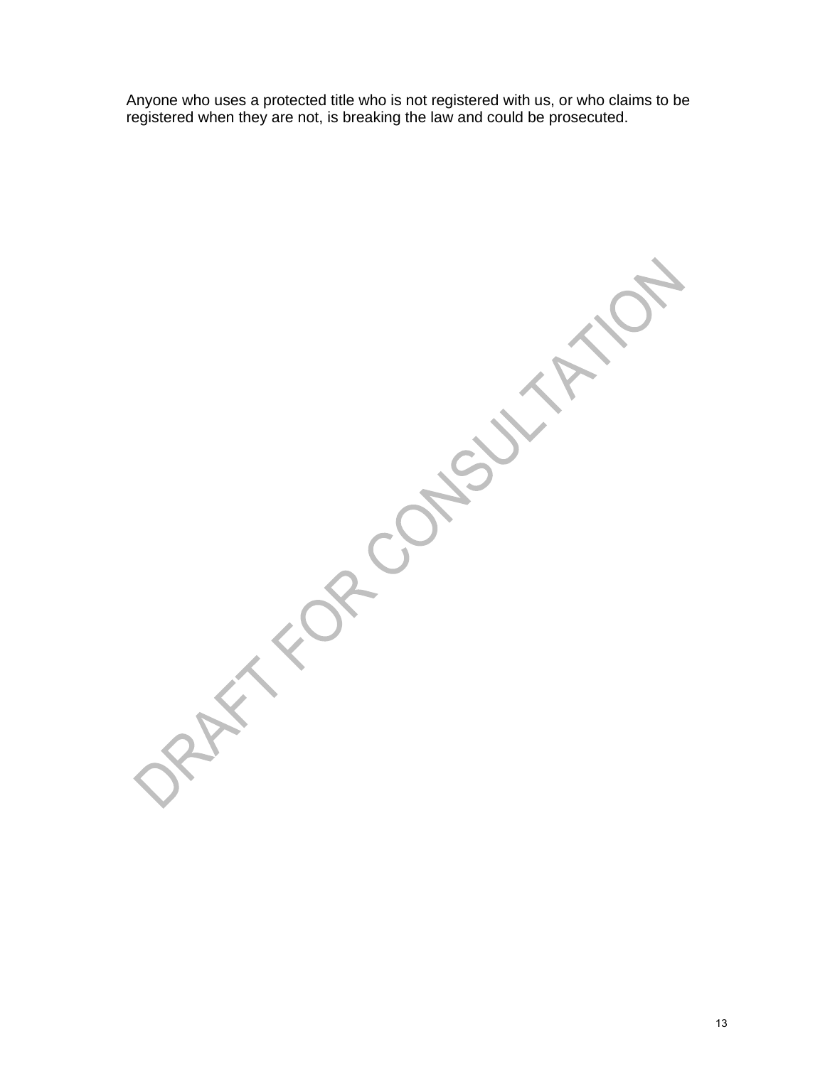Anyone who uses a protected title who is not registered with us, or who claims to be registered when they are not, is breaking the law and could be prosecuted.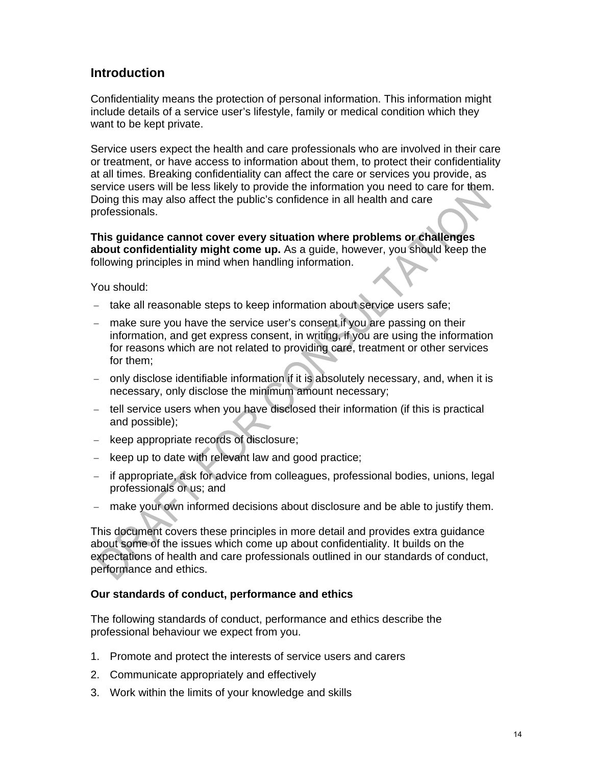## Introduction

Confidentiality means the protection of personal information. This information might include details of a service user's lifestyle, family or medical condition which they want to be kept private.

Service users expect the health and care professionals who are involved in their care or treatment, or have access to information about them, to protect their confidentiality at all times. Breaking confidentiality can affect the care or services you provide, as service users will be less likely to provide the information you need to care for them. Doing this may also affect the public's confidence in all health and care professionals.

**This guidance cannot cover every situation where problems or challenges about confidentiality might come up.** As a guide, however, you should keep the following principles in mind when handling information.

You should:

- take all reasonable steps to keep information about service users safe;
- make sure you have the service user's consent if you are passing on their information, and get express consent, in writing, if you are using the information for reasons which are not related to providing care, treatment or other services for them;
- only disclose identifiable information if it is absolutely necessary, and, when it is necessary, only disclose the minimum amount necessary;
- tell service users when you have disclosed their information (if this is practical and possible);
- keep appropriate records of disclosure;
- keep up to date with relevant law and good practice;
- if appropriate, ask for advice from colleagues, professional bodies, unions, legal professionals or us; and
- make your own informed decisions about disclosure and be able to justify them.

This document covers these principles in more detail and provides extra guidance about some of the issues which come up about confidentiality. It builds on the expectations of health and care professionals outlined in our standards of conduct, performance and ethics.

**Our standards of conduct, performance and ethics**

The following standards of conduct, performance and ethics describe the professional behaviour we expect from you.

1. Promote and protect the interests of service users and carers
2. Communicate appropriately and effectively
3. Work within the limits of your knowledge and skills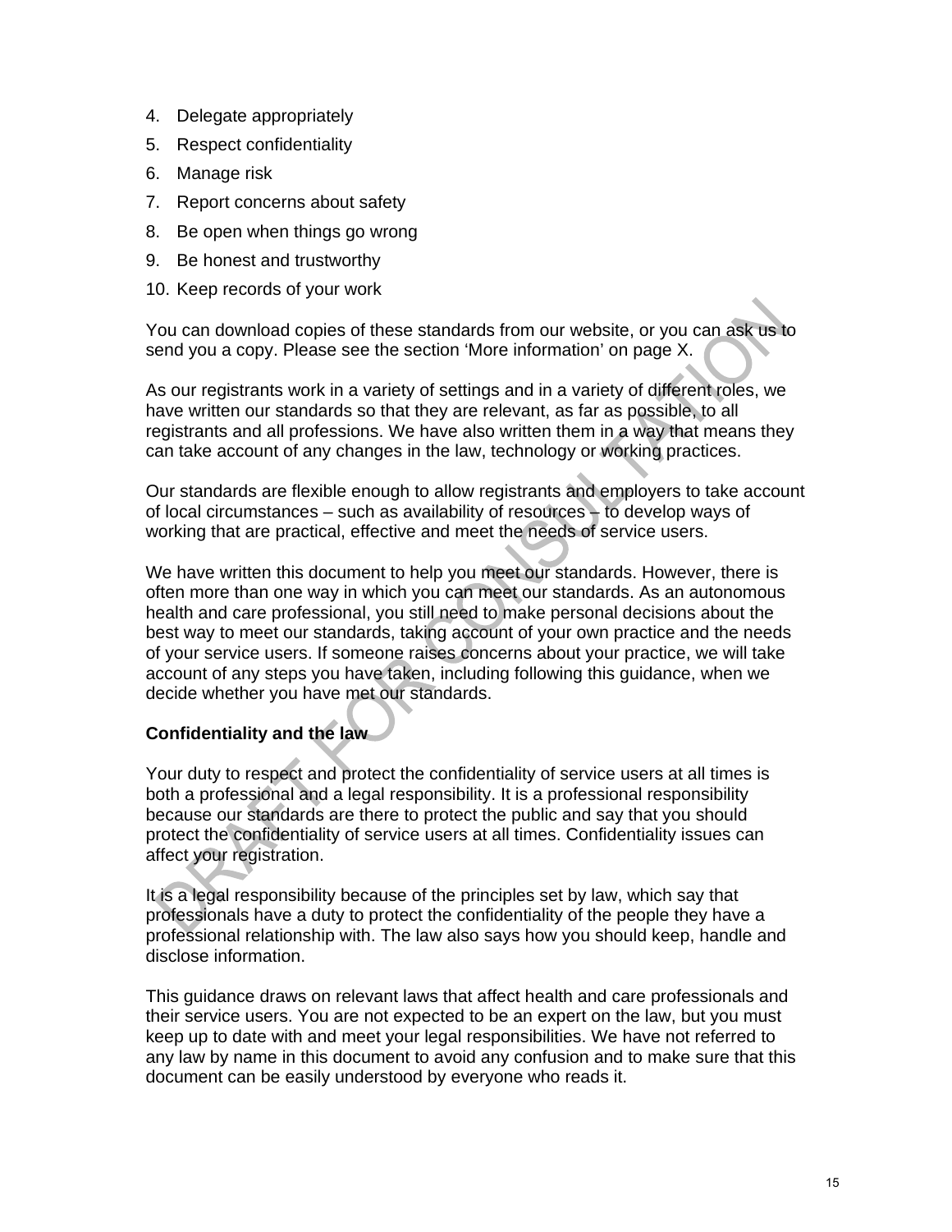4. Delegate appropriately
5. Respect confidentiality
6. Manage risk
7. Report concerns about safety
8. Be open when things go wrong
9. Be honest and trustworthy
10. Keep records of your work

You can download copies of these standards from our website, or you can ask us to send you a copy. Please see the section 'More information' on page X.

As our registrants work in a variety of settings and in a variety of different roles, we have written our standards so that they are relevant, as far as possible, to all registrants and all professions. We have also written them in a way that means they can take account of any changes in the law, technology or working practices.

Our standards are flexible enough to allow registrants and employers to take account of local circumstances – such as availability of resources – to develop ways of working that are practical, effective and meet the needs of service users.

We have written this document to help you meet our standards. However, there is often more than one way in which you can meet our standards. As an autonomous health and care professional, you still need to make personal decisions about the best way to meet our standards, taking account of your own practice and the needs of your service users. If someone raises concerns about your practice, we will take account of any steps you have taken, including following this guidance, when we decide whether you have met our standards.

**Confidentiality and the law**

Your duty to respect and protect the confidentiality of service users at all times is both a professional and a legal responsibility. It is a professional responsibility because our standards are there to protect the public and say that you should protect the confidentiality of service users at all times. Confidentiality issues can affect your registration.

It is a legal responsibility because of the principles set by law, which say that professionals have a duty to protect the confidentiality of the people they have a professional relationship with. The law also says how you should keep, handle and disclose information.

This guidance draws on relevant laws that affect health and care professionals and their service users. You are not expected to be an expert on the law, but you must keep up to date with and meet your legal responsibilities. We have not referred to any law by name in this document to avoid any confusion and to make sure that this document can be easily understood by everyone who reads it.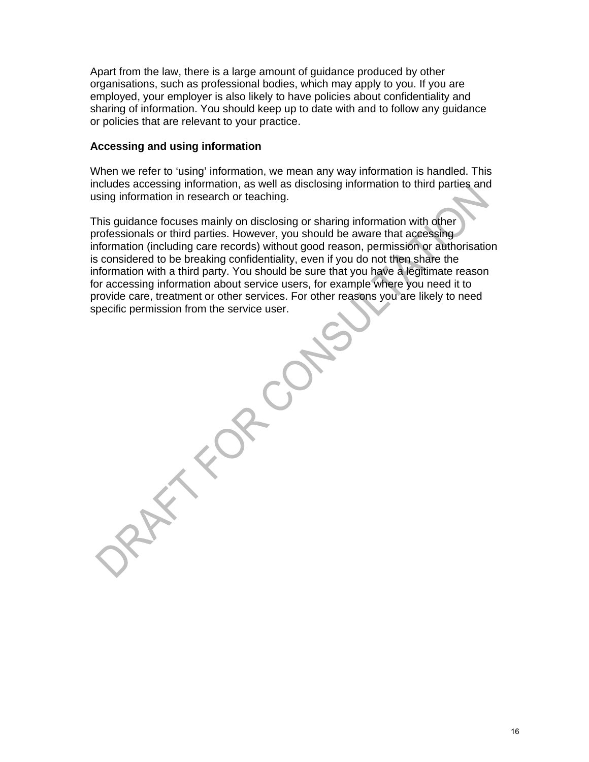Apart from the law, there is a large amount of guidance produced by other organisations, such as professional bodies, which may apply to you. If you are employed, your employer is also likely to have policies about confidentiality and sharing of information. You should keep up to date with and to follow any guidance or policies that are relevant to your practice.

**Accessing and using information**

When we refer to 'using' information, we mean any way information is handled. This includes accessing information, as well as disclosing information to third parties and using information in research or teaching.

This guidance focuses mainly on disclosing or sharing information with other professionals or third parties. However, you should be aware that accessing information (including care records) without good reason, permission or authorisation is considered to be breaking confidentiality, even if you do not then share the information with a third party. You should be sure that you have a legitimate reason for accessing information about service users, for example where you need it to provide care, treatment or other services. For other reasons you are likely to need specific permission from the service user.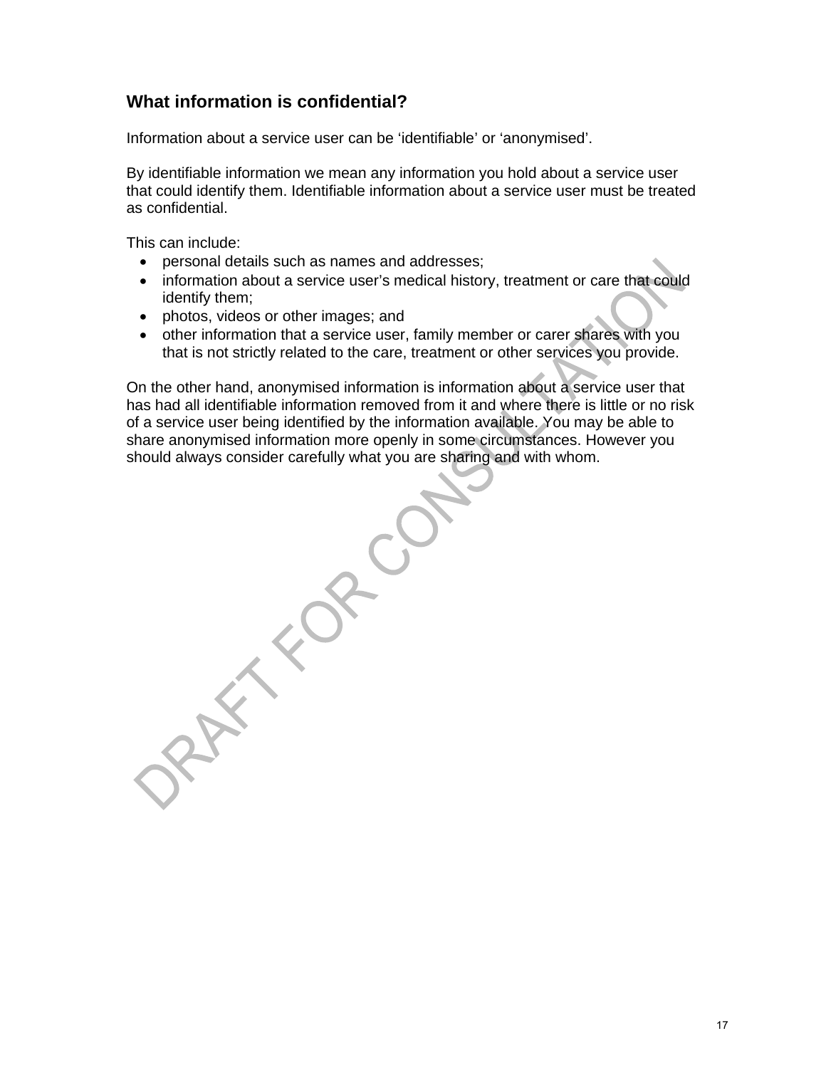## What information is confidential?

Information about a service user can be 'identifiable' or 'anonymised'.

By identifiable information we mean any information you hold about a service user that could identify them. Identifiable information about a service user must be treated as confidential.

This can include:

- personal details such as names and addresses;
- information about a service user's medical history, treatment or care that could identify them;
- photos, videos or other images; and
- other information that a service user, family member or carer shares with you that is not strictly related to the care, treatment or other services you provide.

On the other hand, anonymised information is information about a service user that has had all identifiable information removed from it and where there is little or no risk of a service user being identified by the information available. You may be able to share anonymised information more openly in some circumstances. However you should always consider carefully what you are sharing and with whom.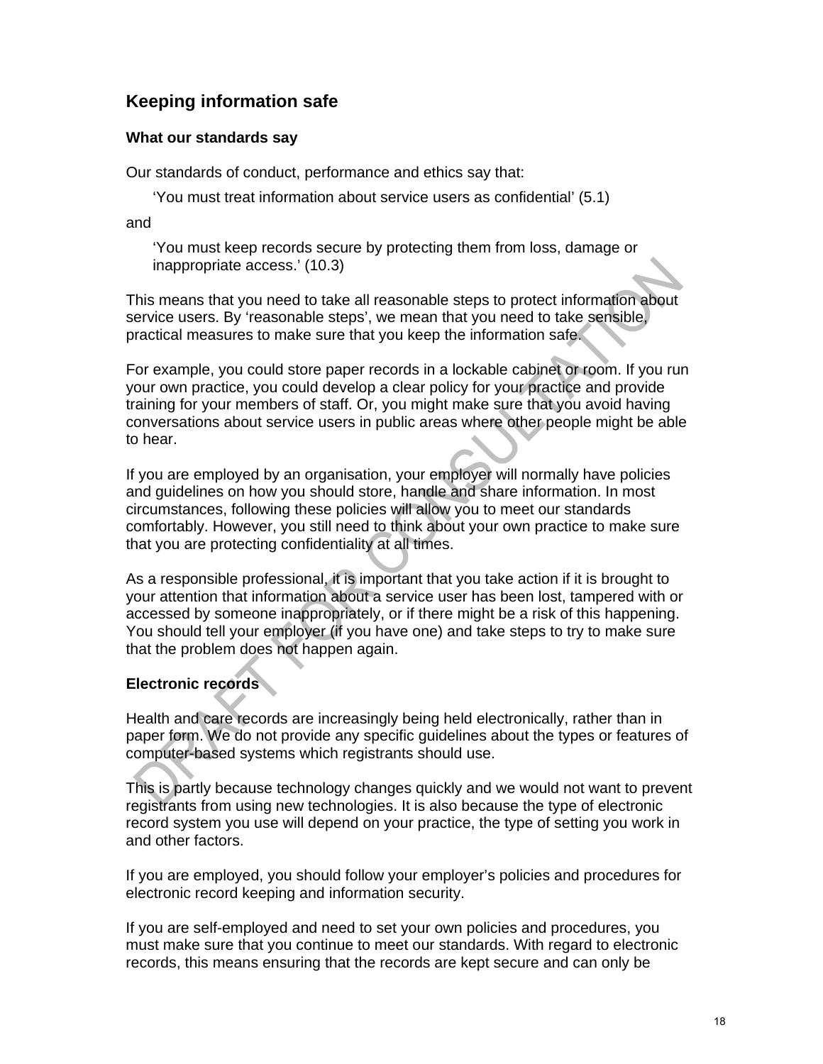## Keeping information safe

### What our standards say

Our standards of conduct, performance and ethics say that:

> 'You must treat information about service users as confidential' (5.1)

and

> 'You must keep records secure by protecting them from loss, damage or inappropriate access.' (10.3)

This means that you need to take all reasonable steps to protect information about service users. By 'reasonable steps', we mean that you need to take sensible, practical measures to make sure that you keep the information safe.

For example, you could store paper records in a lockable cabinet or room. If you run your own practice, you could develop a clear policy for your practice and provide training for your members of staff. Or, you might make sure that you avoid having conversations about service users in public areas where other people might be able to hear.

If you are employed by an organisation, your employer will normally have policies and guidelines on how you should store, handle and share information. In most circumstances, following these policies will allow you to meet our standards comfortably. However, you still need to think about your own practice to make sure that you are protecting confidentiality at all times.

As a responsible professional, it is important that you take action if it is brought to your attention that information about a service user has been lost, tampered with or accessed by someone inappropriately, or if there might be a risk of this happening. You should tell your employer (if you have one) and take steps to try to make sure that the problem does not happen again.

### Electronic records

Health and care records are increasingly being held electronically, rather than in paper form. We do not provide any specific guidelines about the types or features of computer-based systems which registrants should use.

This is partly because technology changes quickly and we would not want to prevent registrants from using new technologies. It is also because the type of electronic record system you use will depend on your practice, the type of setting you work in and other factors.

If you are employed, you should follow your employer's policies and procedures for electronic record keeping and information security.

If you are self-employed and need to set your own policies and procedures, you must make sure that you continue to meet our standards. With regard to electronic records, this means ensuring that the records are kept secure and can only be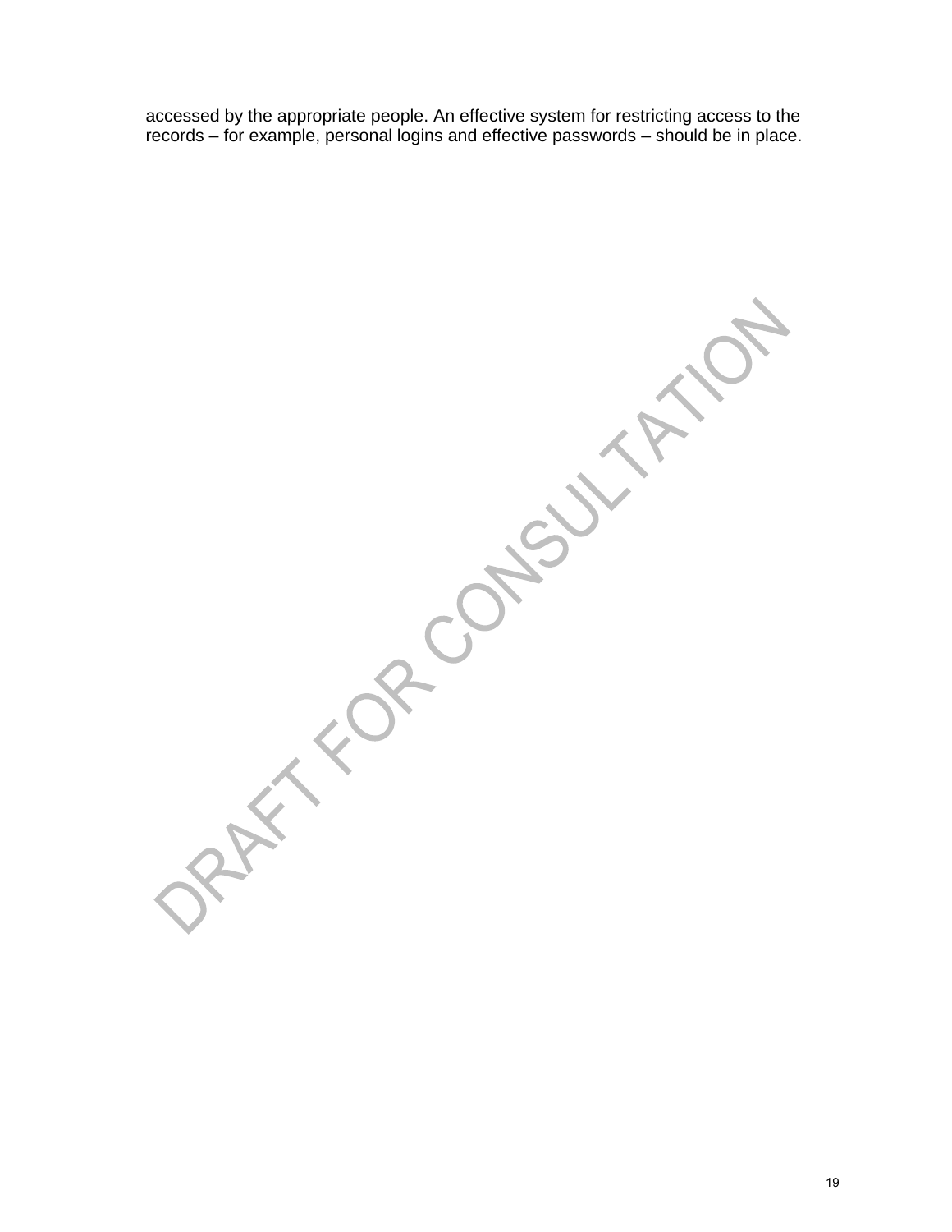accessed by the appropriate people. An effective system for restricting access to the records – for example, personal logins and effective passwords – should be in place.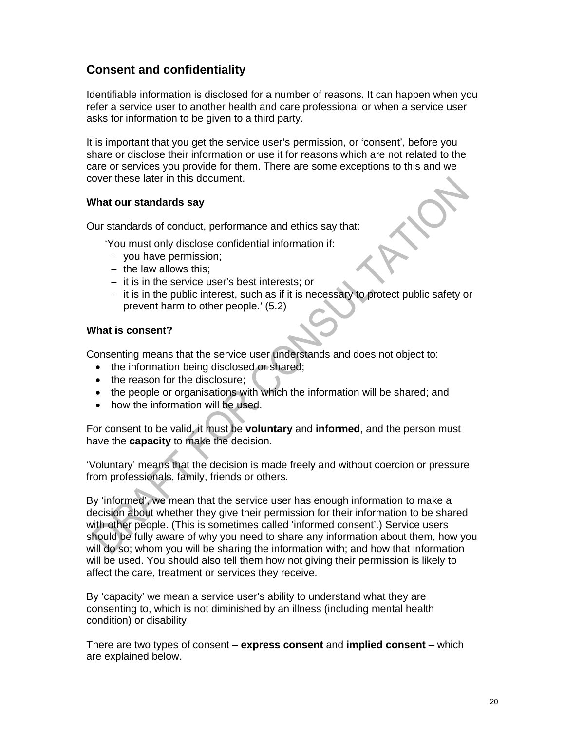## Consent and confidentiality

Identifiable information is disclosed for a number of reasons. It can happen when you refer a service user to another health and care professional or when a service user asks for information to be given to a third party.

It is important that you get the service user's permission, or 'consent', before you share or disclose their information or use it for reasons which are not related to the care or services you provide for them. There are some exceptions to this and we cover these later in this document.

### What our standards say

Our standards of conduct, performance and ethics say that:

> 'You must only disclose confidential information if:
> - you have permission;
> - the law allows this;
> - it is in the service user's best interests; or
> - it is in the public interest, such as if it is necessary to protect public safety or prevent harm to other people.' (5.2)

### What is consent?

Consenting means that the service user understands and does not object to:

- the information being disclosed or shared;
- the reason for the disclosure;
- the people or organisations with which the information will be shared; and
- how the information will be used.

For consent to be valid, it must be **voluntary** and **informed**, and the person must have the **capacity** to make the decision.

'Voluntary' means that the decision is made freely and without coercion or pressure from professionals, family, friends or others.

By 'informed', we mean that the service user has enough information to make a decision about whether they give their permission for their information to be shared with other people. (This is sometimes called 'informed consent'.) Service users should be fully aware of why you need to share any information about them, how you will do so; whom you will be sharing the information with; and how that information will be used. You should also tell them how not giving their permission is likely to affect the care, treatment or services they receive.

By 'capacity' we mean a service user's ability to understand what they are consenting to, which is not diminished by an illness (including mental health condition) or disability.

There are two types of consent – **express consent** and **implied consent** – which are explained below.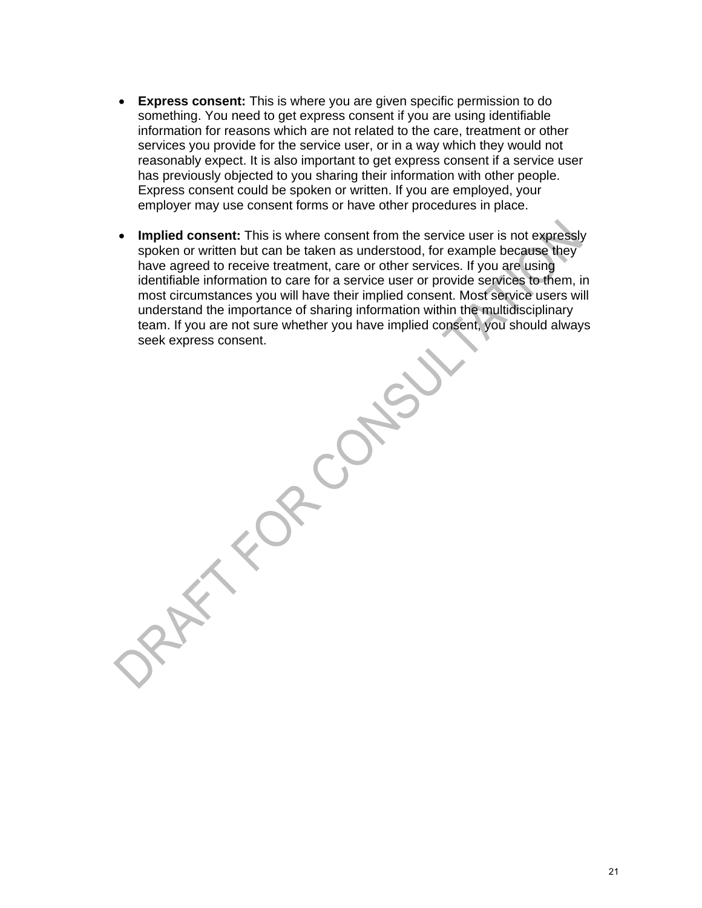- **Express consent:** This is where you are given specific permission to do something. You need to get express consent if you are using identifiable information for reasons which are not related to the care, treatment or other services you provide for the service user, or in a way which they would not reasonably expect. It is also important to get express consent if a service user has previously objected to you sharing their information with other people. Express consent could be spoken or written. If you are employed, your employer may use consent forms or have other procedures in place.

- **Implied consent:** This is where consent from the service user is not expressly spoken or written but can be taken as understood, for example because they have agreed to receive treatment, care or other services. If you are using identifiable information to care for a service user or provide services to them, in most circumstances you will have their implied consent. Most service users will understand the importance of sharing information within the multidisciplinary team. If you are not sure whether you have implied consent, you should always seek express consent.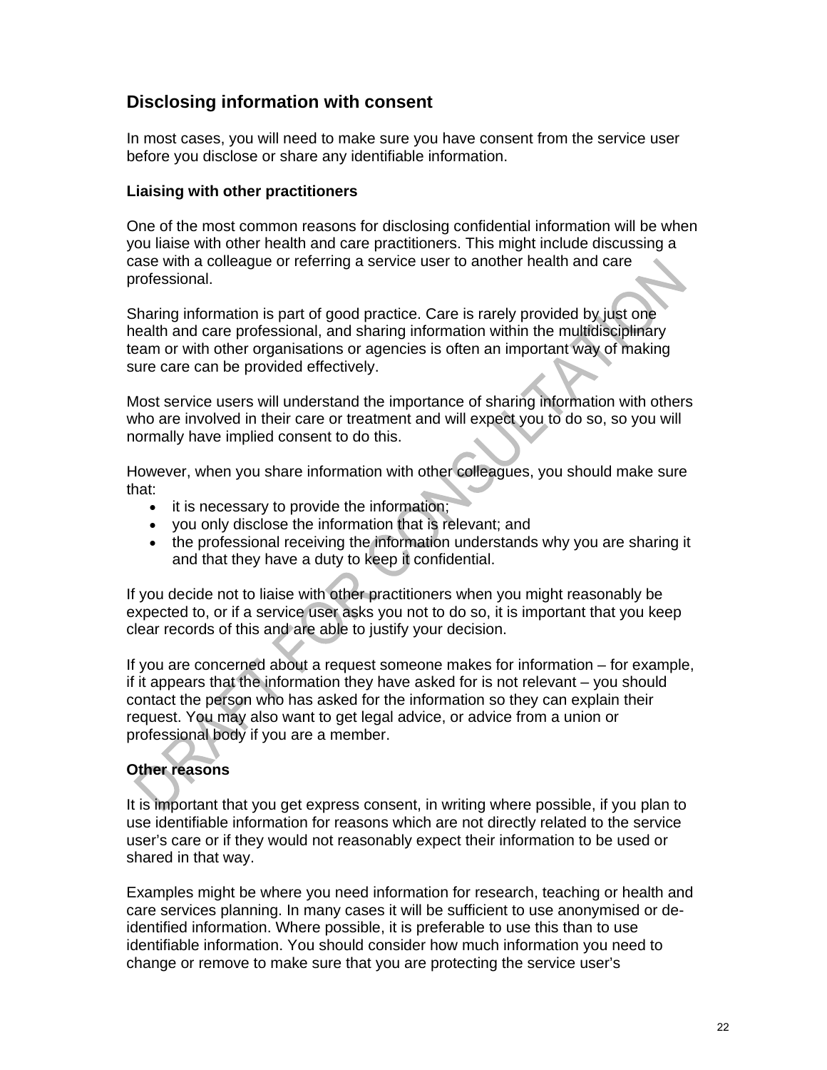## Disclosing information with consent

In most cases, you will need to make sure you have consent from the service user before you disclose or share any identifiable information.

### Liaising with other practitioners

One of the most common reasons for disclosing confidential information will be when you liaise with other health and care practitioners. This might include discussing a case with a colleague or referring a service user to another health and care professional.

Sharing information is part of good practice. Care is rarely provided by just one health and care professional, and sharing information within the multidisciplinary team or with other organisations or agencies is often an important way of making sure care can be provided effectively.

Most service users will understand the importance of sharing information with others who are involved in their care or treatment and will expect you to do so, so you will normally have implied consent to do this.

However, when you share information with other colleagues, you should make sure that:

- it is necessary to provide the information;
- you only disclose the information that is relevant; and
- the professional receiving the information understands why you are sharing it and that they have a duty to keep it confidential.

If you decide not to liaise with other practitioners when you might reasonably be expected to, or if a service user asks you not to do so, it is important that you keep clear records of this and are able to justify your decision.

If you are concerned about a request someone makes for information – for example, if it appears that the information they have asked for is not relevant – you should contact the person who has asked for the information so they can explain their request. You may also want to get legal advice, or advice from a union or professional body if you are a member.

### Other reasons

It is important that you get express consent, in writing where possible, if you plan to use identifiable information for reasons which are not directly related to the service user's care or if they would not reasonably expect their information to be used or shared in that way.

Examples might be where you need information for research, teaching or health and care services planning. In many cases it will be sufficient to use anonymised or de-identified information. Where possible, it is preferable to use this than to use identifiable information. You should consider how much information you need to change or remove to make sure that you are protecting the service user's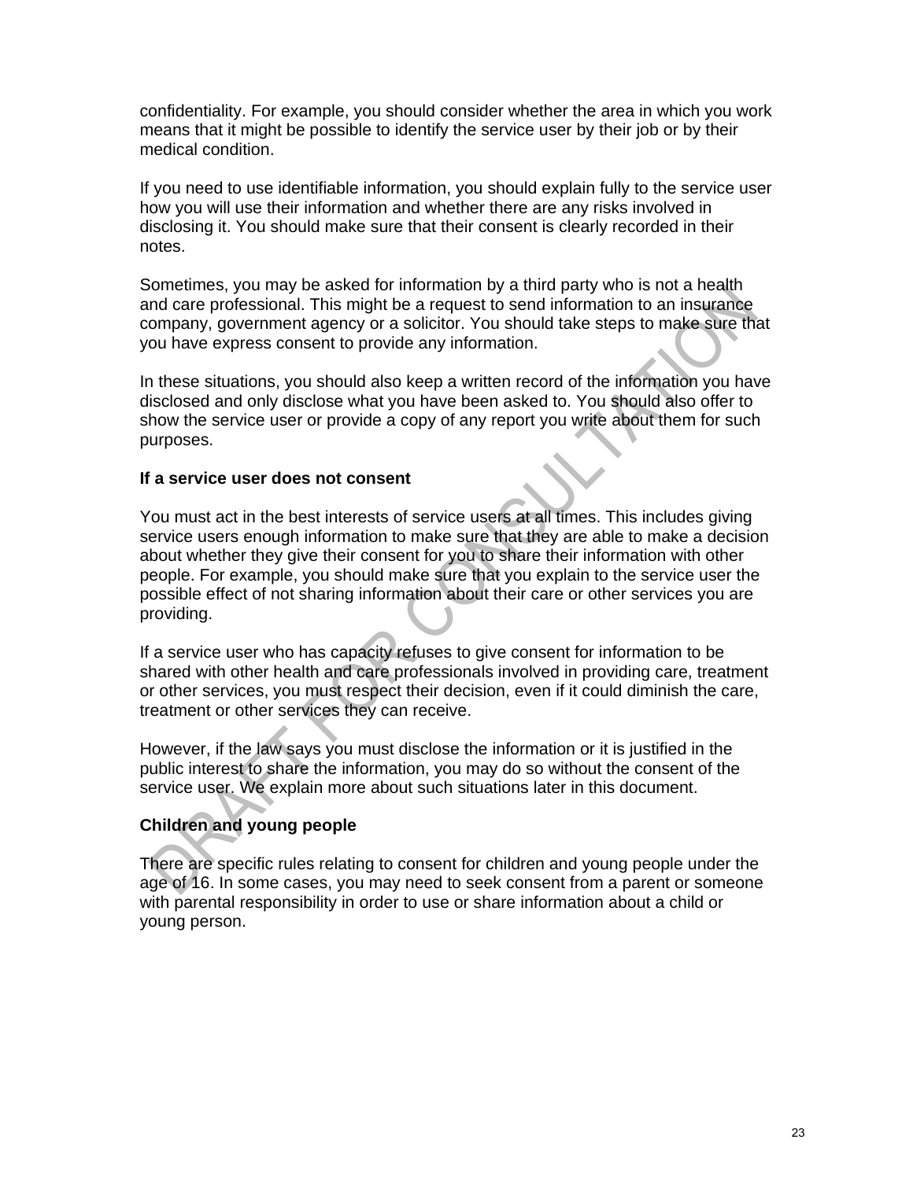confidentiality. For example, you should consider whether the area in which you work means that it might be possible to identify the service user by their job or by their medical condition.

If you need to use identifiable information, you should explain fully to the service user how you will use their information and whether there are any risks involved in disclosing it. You should make sure that their consent is clearly recorded in their notes.

Sometimes, you may be asked for information by a third party who is not a health and care professional. This might be a request to send information to an insurance company, government agency or a solicitor. You should take steps to make sure that you have express consent to provide any information.

In these situations, you should also keep a written record of the information you have disclosed and only disclose what you have been asked to. You should also offer to show the service user or provide a copy of any report you write about them for such purposes.

**If a service user does not consent**

You must act in the best interests of service users at all times. This includes giving service users enough information to make sure that they are able to make a decision about whether they give their consent for you to share their information with other people. For example, you should make sure that you explain to the service user the possible effect of not sharing information about their care or other services you are providing.

If a service user who has capacity refuses to give consent for information to be shared with other health and care professionals involved in providing care, treatment or other services, you must respect their decision, even if it could diminish the care, treatment or other services they can receive.

However, if the law says you must disclose the information or it is justified in the public interest to share the information, you may do so without the consent of the service user. We explain more about such situations later in this document.

**Children and young people**

There are specific rules relating to consent for children and young people under the age of 16. In some cases, you may need to seek consent from a parent or someone with parental responsibility in order to use or share information about a child or young person.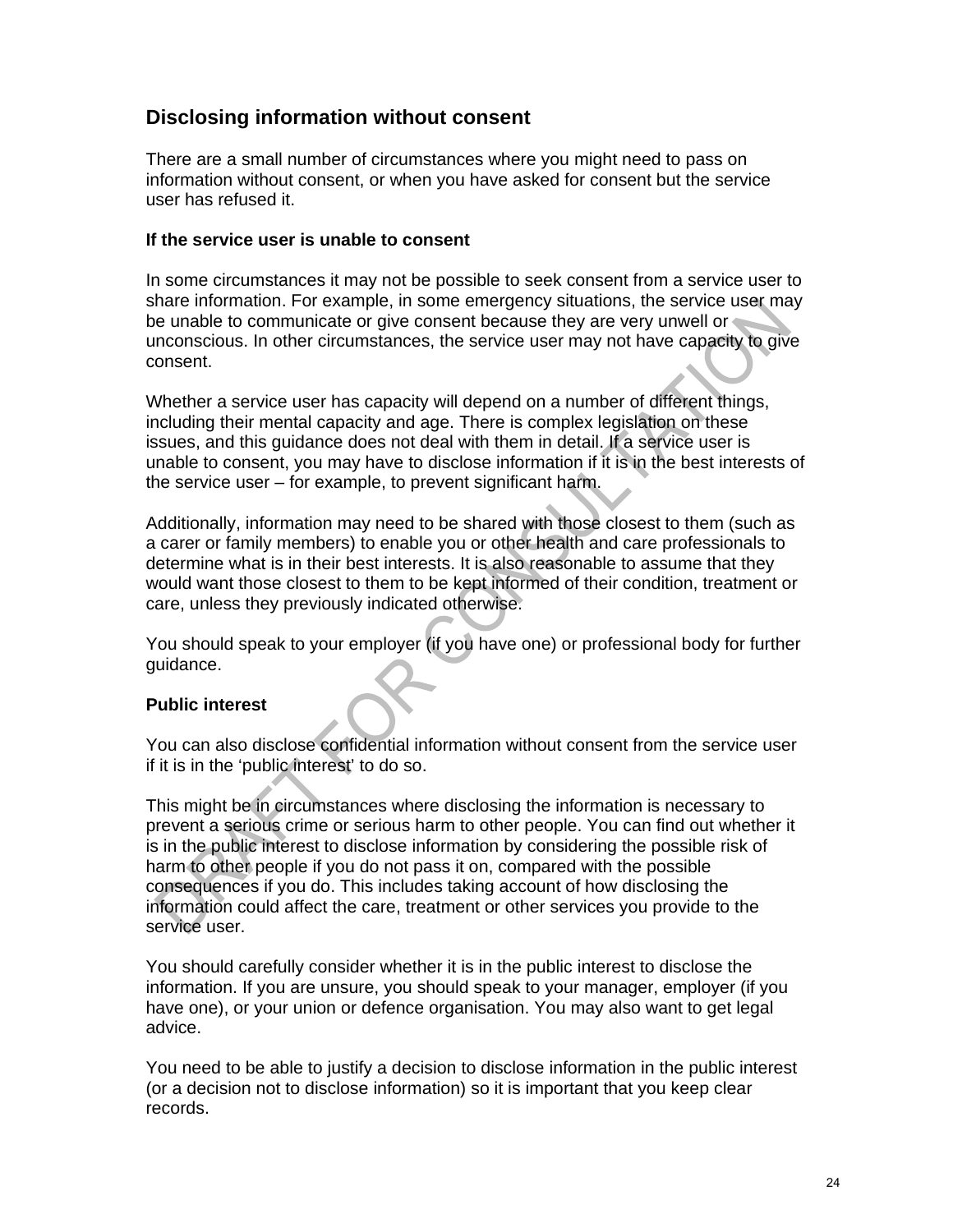## Disclosing information without consent

There are a small number of circumstances where you might need to pass on information without consent, or when you have asked for consent but the service user has refused it.

### If the service user is unable to consent

In some circumstances it may not be possible to seek consent from a service user to share information. For example, in some emergency situations, the service user may be unable to communicate or give consent because they are very unwell or unconscious. In other circumstances, the service user may not have capacity to give consent.

Whether a service user has capacity will depend on a number of different things, including their mental capacity and age. There is complex legislation on these issues, and this guidance does not deal with them in detail. If a service user is unable to consent, you may have to disclose information if it is in the best interests of the service user – for example, to prevent significant harm.

Additionally, information may need to be shared with those closest to them (such as a carer or family members) to enable you or other health and care professionals to determine what is in their best interests. It is also reasonable to assume that they would want those closest to them to be kept informed of their condition, treatment or care, unless they previously indicated otherwise.

You should speak to your employer (if you have one) or professional body for further guidance.

### Public interest

You can also disclose confidential information without consent from the service user if it is in the 'public interest' to do so.

This might be in circumstances where disclosing the information is necessary to prevent a serious crime or serious harm to other people. You can find out whether it is in the public interest to disclose information by considering the possible risk of harm to other people if you do not pass it on, compared with the possible consequences if you do. This includes taking account of how disclosing the information could affect the care, treatment or other services you provide to the service user.

You should carefully consider whether it is in the public interest to disclose the information. If you are unsure, you should speak to your manager, employer (if you have one), or your union or defence organisation. You may also want to get legal advice.

You need to be able to justify a decision to disclose information in the public interest (or a decision not to disclose information) so it is important that you keep clear records.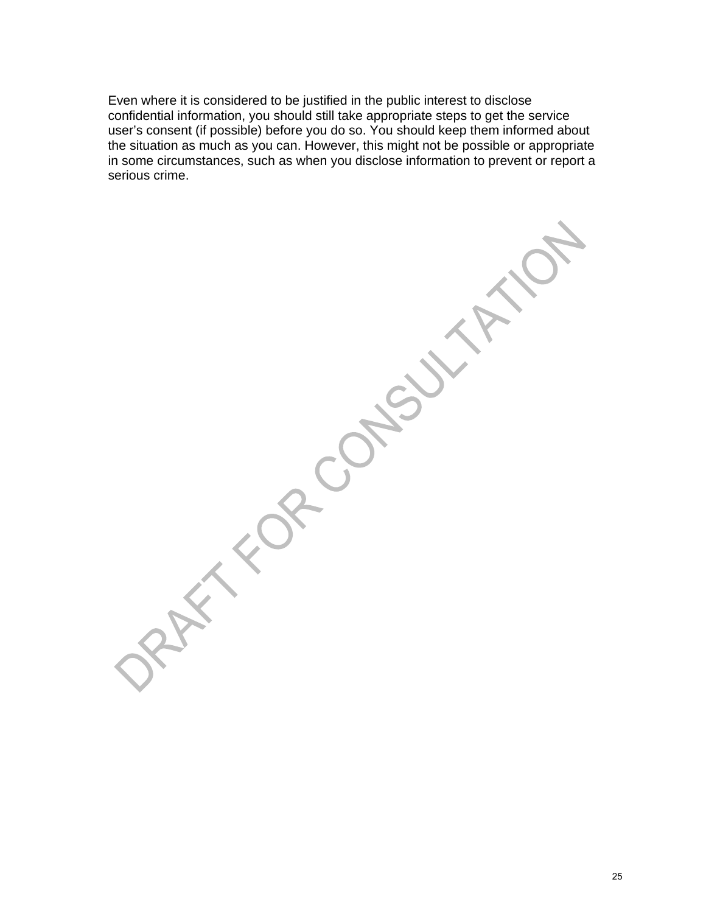Even where it is considered to be justified in the public interest to disclose confidential information, you should still take appropriate steps to get the service user's consent (if possible) before you do so. You should keep them informed about the situation as much as you can. However, this might not be possible or appropriate in some circumstances, such as when you disclose information to prevent or report a serious crime.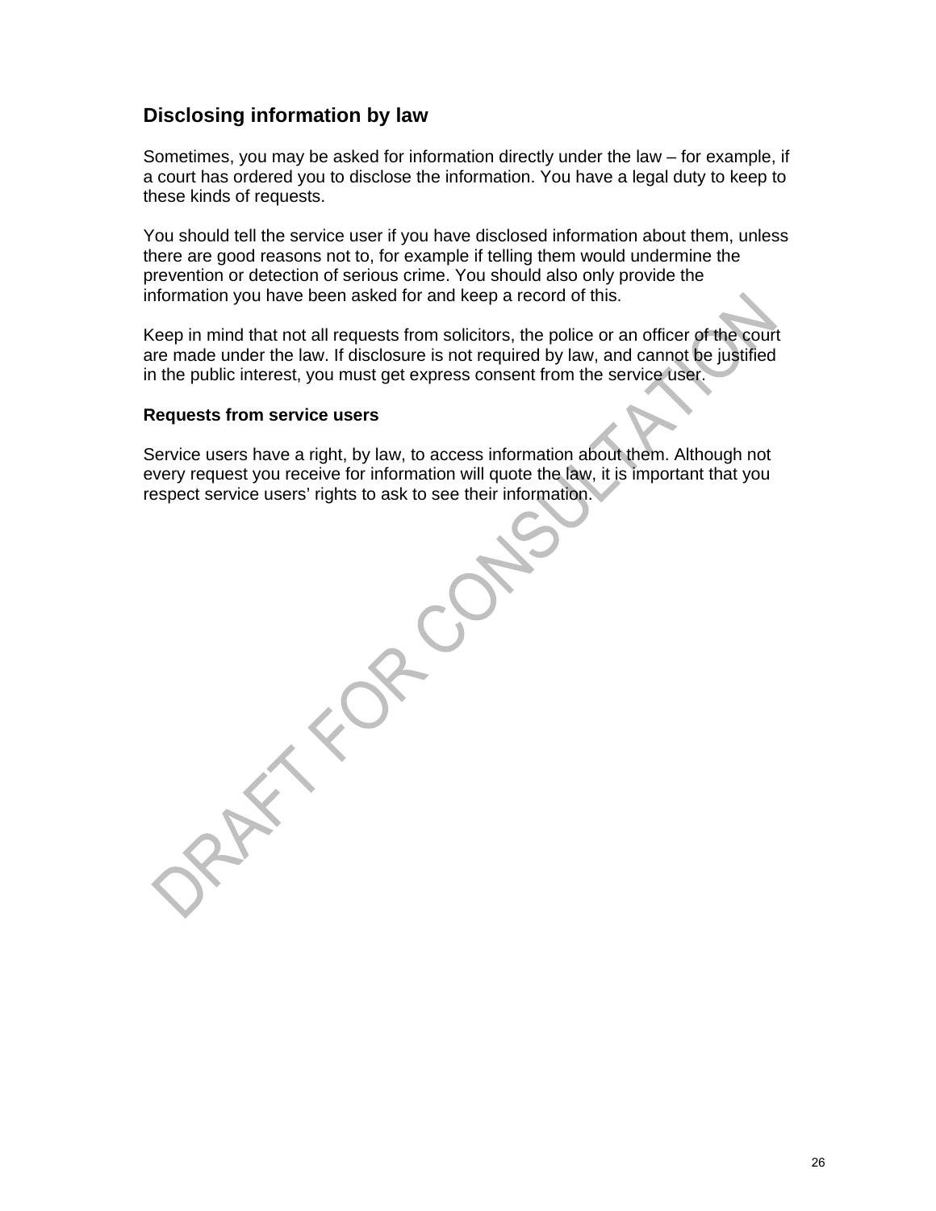## Disclosing information by law

Sometimes, you may be asked for information directly under the law – for example, if a court has ordered you to disclose the information. You have a legal duty to keep to these kinds of requests.

You should tell the service user if you have disclosed information about them, unless there are good reasons not to, for example if telling them would undermine the prevention or detection of serious crime. You should also only provide the information you have been asked for and keep a record of this.

Keep in mind that not all requests from solicitors, the police or an officer of the court are made under the law. If disclosure is not required by law, and cannot be justified in the public interest, you must get express consent from the service user.

### Requests from service users

Service users have a right, by law, to access information about them. Although not every request you receive for information will quote the law, it is important that you respect service users' rights to ask to see their information.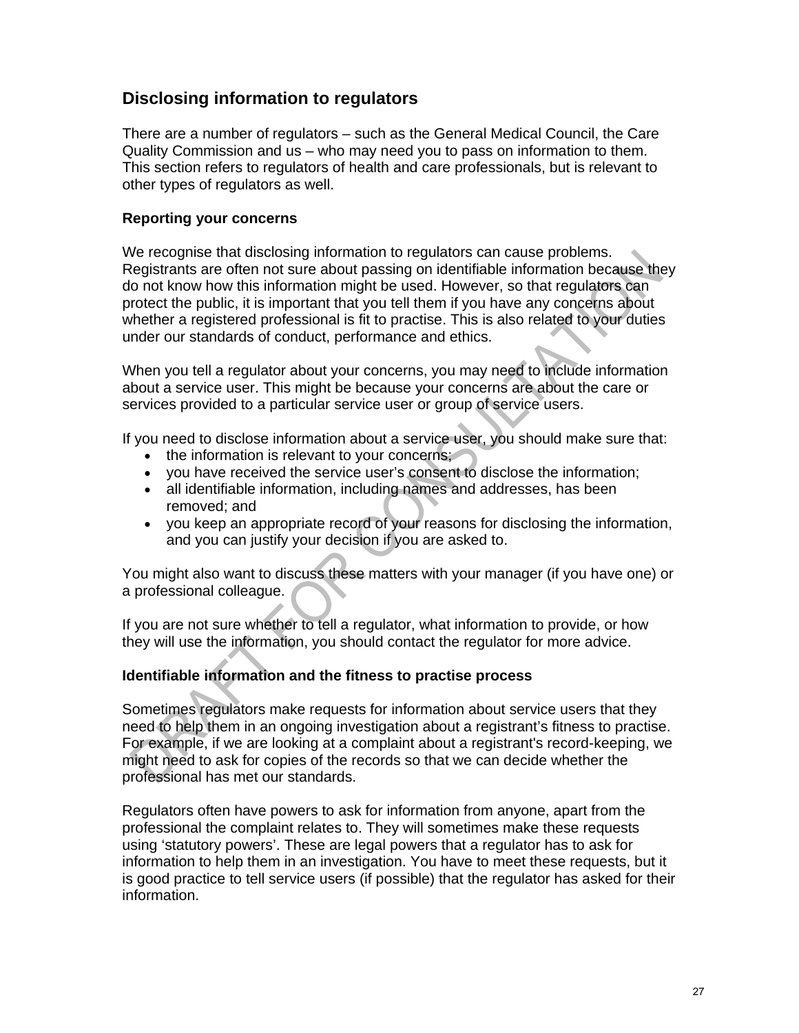## Disclosing information to regulators

There are a number of regulators – such as the General Medical Council, the Care Quality Commission and us – who may need you to pass on information to them. This section refers to regulators of health and care professionals, but is relevant to other types of regulators as well.

### Reporting your concerns

We recognise that disclosing information to regulators can cause problems. Registrants are often not sure about passing on identifiable information because they do not know how this information might be used. However, so that regulators can protect the public, it is important that you tell them if you have any concerns about whether a registered professional is fit to practise. This is also related to your duties under our standards of conduct, performance and ethics.

When you tell a regulator about your concerns, you may need to include information about a service user. This might be because your concerns are about the care or services provided to a particular service user or group of service users.

If you need to disclose information about a service user, you should make sure that:

- the information is relevant to your concerns;
- you have received the service user's consent to disclose the information;
- all identifiable information, including names and addresses, has been removed; and
- you keep an appropriate record of your reasons for disclosing the information, and you can justify your decision if you are asked to.

You might also want to discuss these matters with your manager (if you have one) or a professional colleague.

If you are not sure whether to tell a regulator, what information to provide, or how they will use the information, you should contact the regulator for more advice.

### Identifiable information and the fitness to practise process

Sometimes regulators make requests for information about service users that they need to help them in an ongoing investigation about a registrant's fitness to practise. For example, if we are looking at a complaint about a registrant's record-keeping, we might need to ask for copies of the records so that we can decide whether the professional has met our standards.

Regulators often have powers to ask for information from anyone, apart from the professional the complaint relates to. They will sometimes make these requests using 'statutory powers'. These are legal powers that a regulator has to ask for information to help them in an investigation. You have to meet these requests, but it is good practice to tell service users (if possible) that the regulator has asked for their information.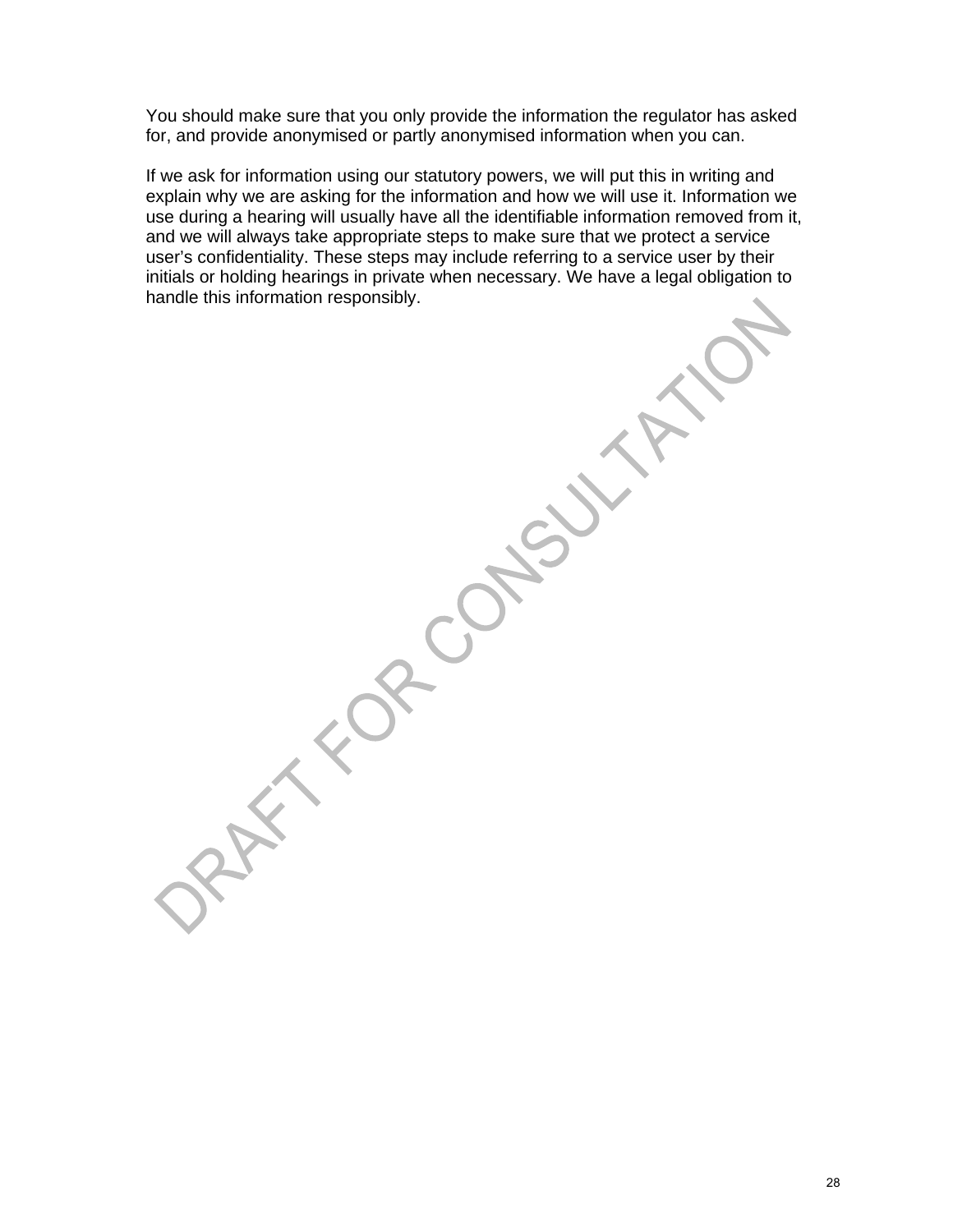You should make sure that you only provide the information the regulator has asked for, and provide anonymised or partly anonymised information when you can.

If we ask for information using our statutory powers, we will put this in writing and explain why we are asking for the information and how we will use it. Information we use during a hearing will usually have all the identifiable information removed from it, and we will always take appropriate steps to make sure that we protect a service user's confidentiality. These steps may include referring to a service user by their initials or holding hearings in private when necessary. We have a legal obligation to handle this information responsibly.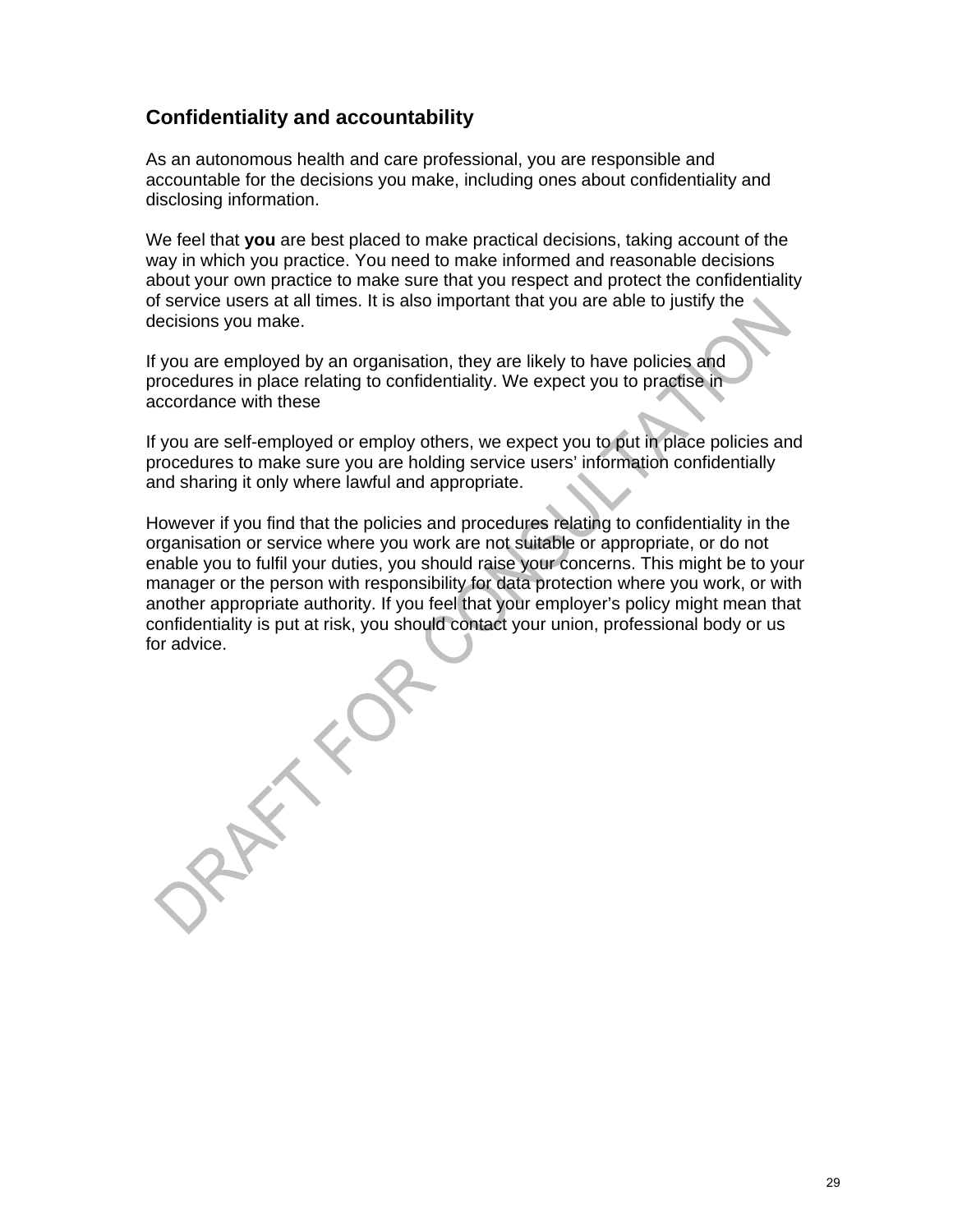## Confidentiality and accountability

As an autonomous health and care professional, you are responsible and accountable for the decisions you make, including ones about confidentiality and disclosing information.

We feel that **you** are best placed to make practical decisions, taking account of the way in which you practice. You need to make informed and reasonable decisions about your own practice to make sure that you respect and protect the confidentiality of service users at all times. It is also important that you are able to justify the decisions you make.

If you are employed by an organisation, they are likely to have policies and procedures in place relating to confidentiality. We expect you to practise in accordance with these

If you are self-employed or employ others, we expect you to put in place policies and procedures to make sure you are holding service users' information confidentially and sharing it only where lawful and appropriate.

However if you find that the policies and procedures relating to confidentiality in the organisation or service where you work are not suitable or appropriate, or do not enable you to fulfil your duties, you should raise your concerns. This might be to your manager or the person with responsibility for data protection where you work, or with another appropriate authority. If you feel that your employer's policy might mean that confidentiality is put at risk, you should contact your union, professional body or us for advice.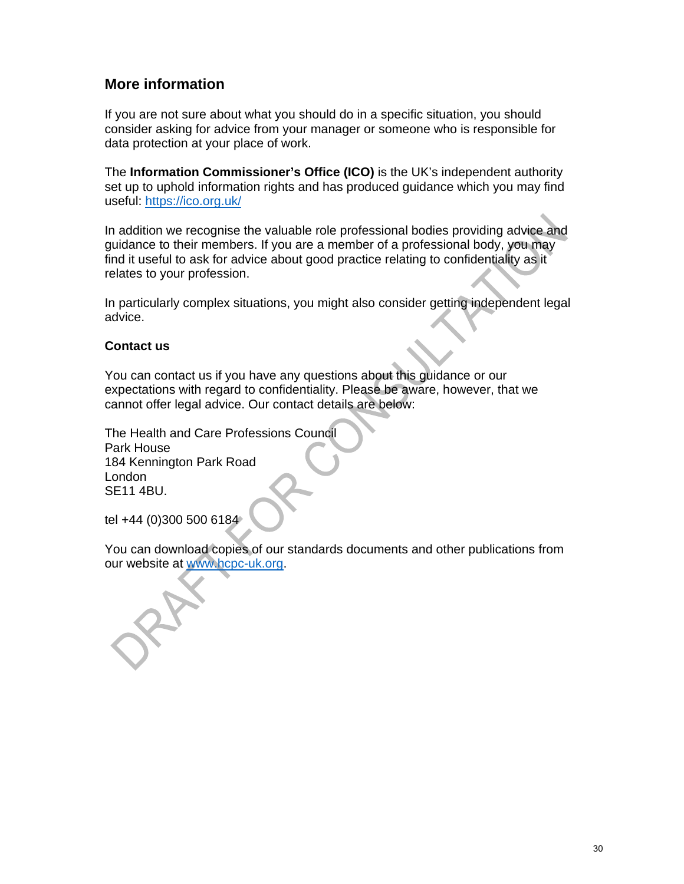## More information

If you are not sure about what you should do in a specific situation, you should consider asking for advice from your manager or someone who is responsible for data protection at your place of work.

The **Information Commissioner's Office (ICO)** is the UK's independent authority set up to uphold information rights and has produced guidance which you may find useful: https://ico.org.uk/

In addition we recognise the valuable role professional bodies providing advice and guidance to their members. If you are a member of a professional body, you may find it useful to ask for advice about good practice relating to confidentiality as it relates to your profession.

In particularly complex situations, you might also consider getting independent legal advice.

### Contact us

You can contact us if you have any questions about this guidance or our expectations with regard to confidentiality. Please be aware, however, that we cannot offer legal advice. Our contact details are below:

The Health and Care Professions Council
Park House
184 Kennington Park Road
London
SE11 4BU.

tel +44 (0)300 500 6184

You can download copies of our standards documents and other publications from our website at www.hcpc-uk.org.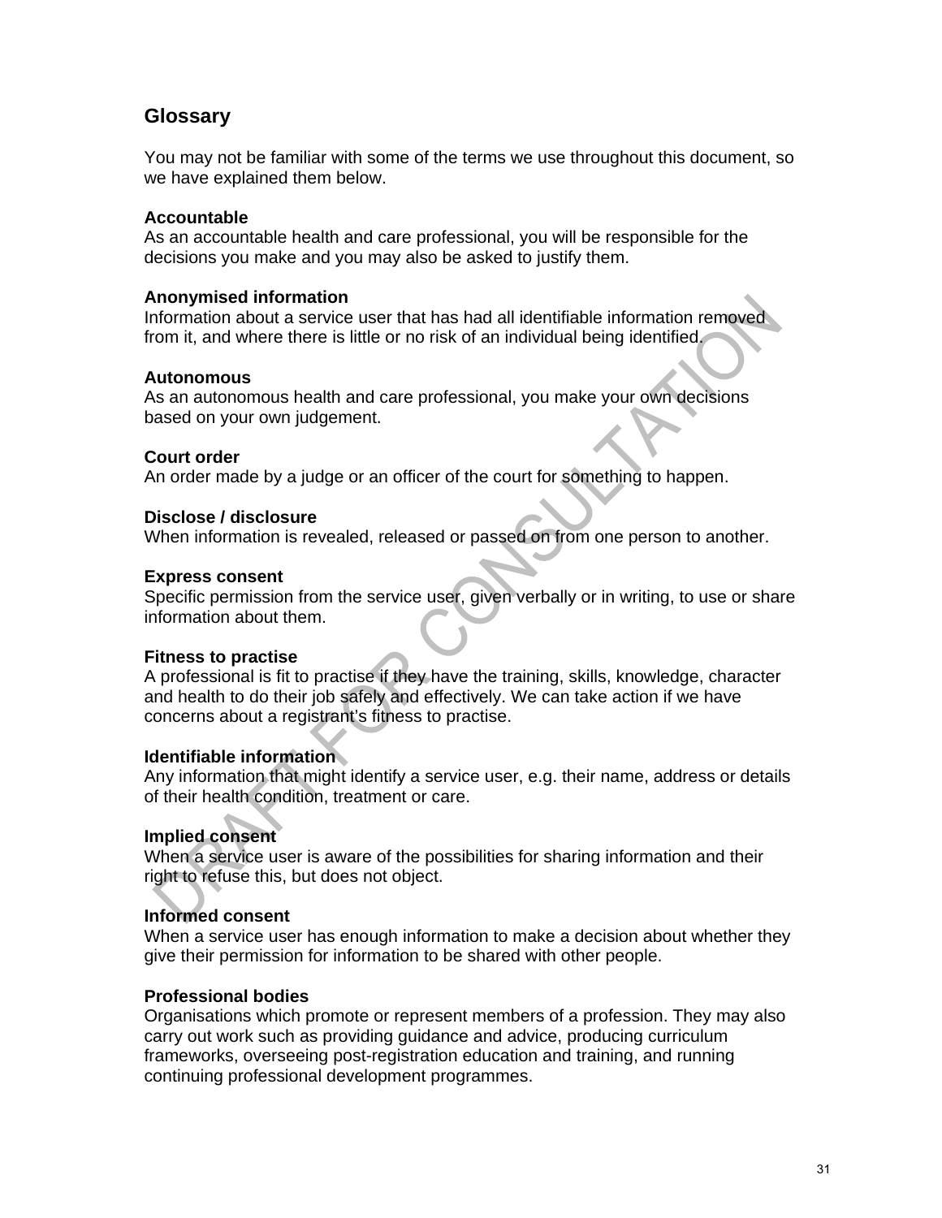## Glossary

You may not be familiar with some of the terms we use throughout this document, so we have explained them below.

**Accountable**
As an accountable health and care professional, you will be responsible for the decisions you make and you may also be asked to justify them.

**Anonymised information**
Information about a service user that has had all identifiable information removed from it, and where there is little or no risk of an individual being identified.

**Autonomous**
As an autonomous health and care professional, you make your own decisions based on your own judgement.

**Court order**
An order made by a judge or an officer of the court for something to happen.

**Disclose / disclosure**
When information is revealed, released or passed on from one person to another.

**Express consent**
Specific permission from the service user, given verbally or in writing, to use or share information about them.

**Fitness to practise**
A professional is fit to practise if they have the training, skills, knowledge, character and health to do their job safely and effectively. We can take action if we have concerns about a registrant's fitness to practise.

**Identifiable information**
Any information that might identify a service user, e.g. their name, address or details of their health condition, treatment or care.

**Implied consent**
When a service user is aware of the possibilities for sharing information and their right to refuse this, but does not object.

**Informed consent**
When a service user has enough information to make a decision about whether they give their permission for information to be shared with other people.

**Professional bodies**
Organisations which promote or represent members of a profession. They may also carry out work such as providing guidance and advice, producing curriculum frameworks, overseeing post-registration education and training, and running continuing professional development programmes.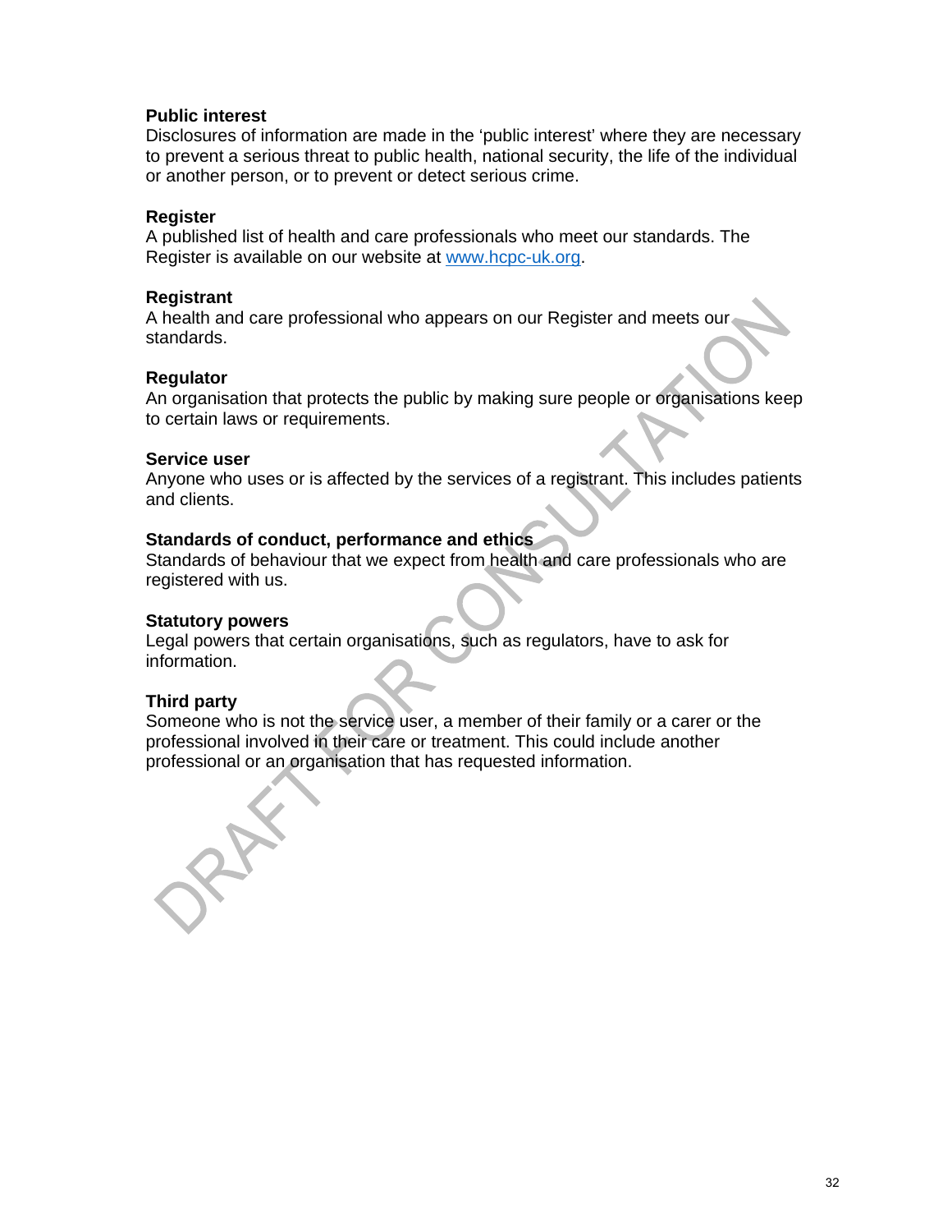**Public interest**
Disclosures of information are made in the 'public interest' where they are necessary to prevent a serious threat to public health, national security, the life of the individual or another person, or to prevent or detect serious crime.

**Register**
A published list of health and care professionals who meet our standards. The Register is available on our website at www.hcpc-uk.org.

**Registrant**
A health and care professional who appears on our Register and meets our standards.

**Regulator**
An organisation that protects the public by making sure people or organisations keep to certain laws or requirements.

**Service user**
Anyone who uses or is affected by the services of a registrant. This includes patients and clients.

**Standards of conduct, performance and ethics**
Standards of behaviour that we expect from health and care professionals who are registered with us.

**Statutory powers**
Legal powers that certain organisations, such as regulators, have to ask for information.

**Third party**
Someone who is not the service user, a member of their family or a carer or the professional involved in their care or treatment. This could include another professional or an organisation that has requested information.